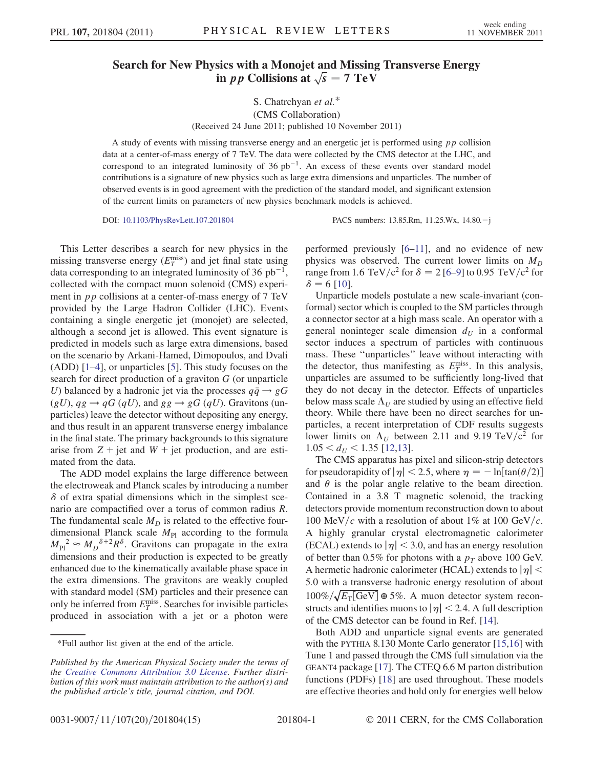# Search for New Physics with a Monojet and Missing Transverse Energy in $pp$ Collisions at $\sqrt{s} = 7$ TeV

S. Chatrchyan *et al.*\*

(CMS Collaboration)

(Received 24 June 2011; published 10 November 2011)

A study of events with missing transverse energy and an energetic jet is performed using $pp$ collision data at a center-of-mass energy of 7 TeV. The data were collected by the CMS detector at the LHC, and correspond to an integrated luminosity of 36 pb$^{-1}$. An excess of these events over standard model contributions is a signature of new physics such as large extra dimensions and unparticles. The number of observed events is in good agreement with the prediction of the standard model, and significant extension of the current limits on parameters of new physics benchmark models is achieved.

DOI: 10.1103/PhysRevLett.107.201804 PACS numbers: 13.85.Rm, 11.25.Wx, 14.80.−j

This Letter describes a search for new physics in the missing transverse energy ($E_T^{\text{miss}}$) and jet final state using data corresponding to an integrated luminosity of 36 pb$^{-1}$, collected with the compact muon solenoid (CMS) experiment in $pp$ collisions at a center-of-mass energy of 7 TeV provided by the Large Hadron Collider (LHC). Events containing a single energetic jet (monojet) are selected, although a second jet is allowed. This event signature is predicted in models such as large extra dimensions, based on the scenario by Arkani-Hamed, Dimopoulos, and Dvali (ADD) [1–4], or unparticles [5]. This study focuses on the search for direct production of a graviton $G$ (or unparticle $U$) balanced by a hadronic jet via the processes $q\bar{q} \rightarrow gG$ ($gU$), $qg \rightarrow qG$ ($qU$), and $gg \rightarrow gG$ ($gU$). Gravitons (unparticles) leave the detector without depositing any energy, and thus result in an apparent transverse energy imbalance in the final state. The primary backgrounds to this signature arise from $Z$ + jet and $W$ + jet production, and are estimated from the data.

The ADD model explains the large difference between the electroweak and Planck scales by introducing a number $\delta$ of extra spatial dimensions which in the simplest scenario are compactified over a torus of common radius $R$. The fundamental scale $M_D$ is related to the effective four-dimensional Planck scale $M_{\text{Pl}}$ according to the formula $M_{\text{Pl}}{}^2 \approx M_D{}^{\delta+2}R^\delta$. Gravitons can propagate in the extra dimensions and their production is expected to be greatly enhanced due to the kinematically available phase space in the extra dimensions. The gravitons are weakly coupled with standard model (SM) particles and their presence can only be inferred from $E_T^{\text{miss}}$. Searches for invisible particles produced in association with a jet or a photon were performed previously [6–11], and no evidence of new physics was observed. The current lower limits on $M_D$ range from 1.6 TeV/c$^2$ for $\delta = 2$ [6–9] to 0.95 TeV/c$^2$ for $\delta = 6$ [10].

Unparticle models postulate a new scale-invariant (conformal) sector which is coupled to the SM particles through a connector sector at a high mass scale. An operator with a general noninteger scale dimension $d_U$ in a conformal sector induces a spectrum of particles with continuous mass. These "unparticles" leave without interacting with the detector, thus manifesting as $E_T^{\text{miss}}$. In this analysis, unparticles are assumed to be sufficiently long-lived that they do not decay in the detector. Effects of unparticles below mass scale $\Lambda_U$ are studied by using an effective field theory. While there have been no direct searches for unparticles, a recent interpretation of CDF results suggests lower limits on $\Lambda_U$ between 2.11 and 9.19 TeV/c$^2$ for $1.05 < d_U < 1.35$ [12,13].

The CMS apparatus has pixel and silicon-strip detectors for pseudorapidity of $|\eta| < 2.5$, where $\eta = -\ln[\tan(\theta/2)]$ and $\theta$ is the polar angle relative to the beam direction. Contained in a 3.8 T magnetic solenoid, the tracking detectors provide momentum reconstruction down to about 100 MeV/$c$ with a resolution of about 1% at 100 GeV/$c$. A highly granular crystal electromagnetic calorimeter (ECAL) extends to $|\eta| < 3.0$, and has an energy resolution of better than 0.5% for photons with a $p_T$ above 100 GeV. A hermetic hadronic calorimeter (HCAL) extends to $|\eta| < 5.0$ with a transverse hadronic energy resolution of about $100\%/\sqrt{E_T[\text{GeV}]} \oplus 5\%$. A muon detector system reconstructs and identifies muons to $|\eta| < 2.4$. A full description of the CMS detector can be found in Ref. [14].

Both ADD and unparticle signal events are generated with the PYTHIA 8.130 Monte Carlo generator [15,16] with Tune 1 and passed through the CMS full simulation via the GEANT4 package [17]. The CTEQ 6.6 M parton distribution functions (PDFs) [18] are used throughout. These models are effective theories and hold only for energies well below

---

\*Full author list given at the end of the article.

*Published by the American Physical Society under the terms of the Creative Commons Attribution 3.0 License. Further distribution of this work must maintain attribution to the author(s) and the published article's title, journal citation, and DOI.*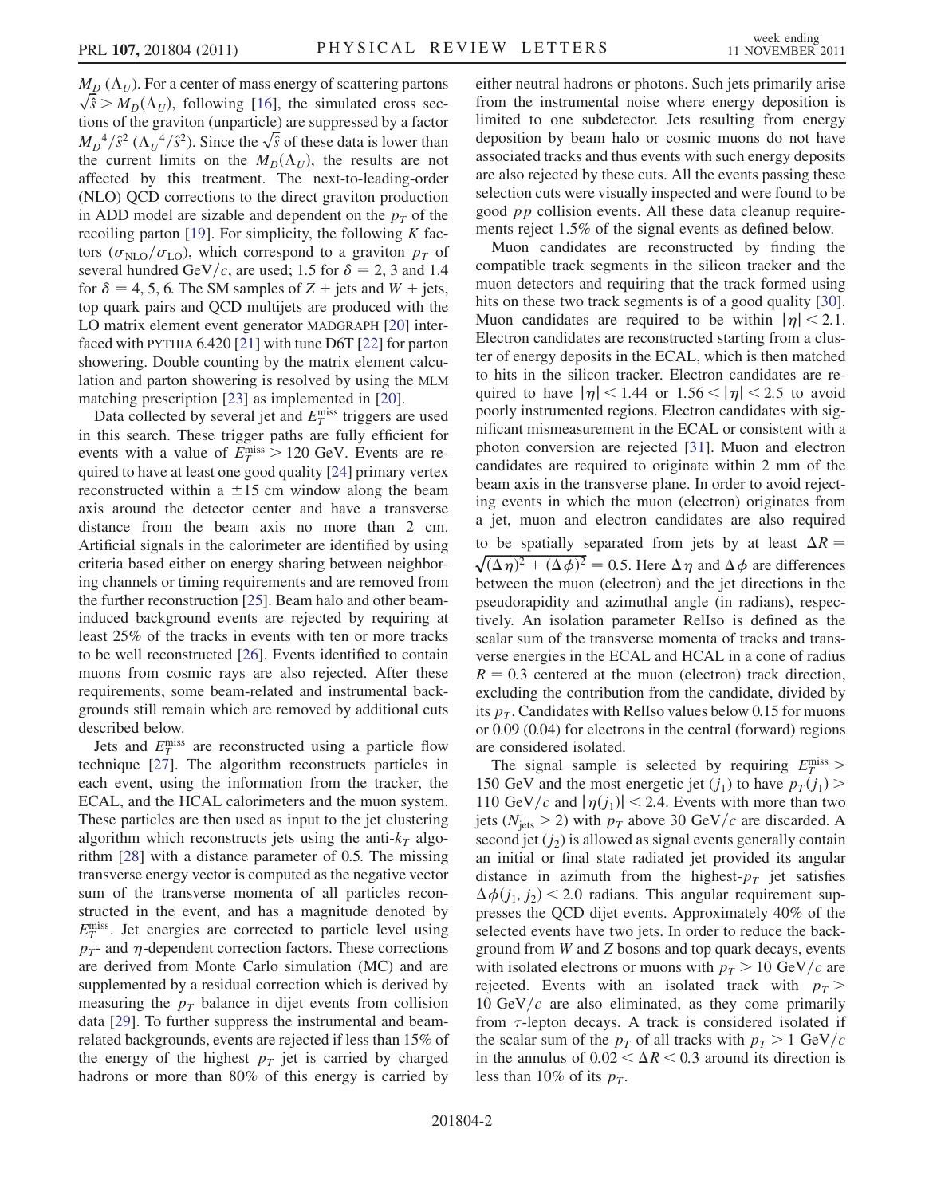$M_D$ ($\Lambda_U$). For a center of mass energy of scattering partons $\sqrt{\hat{s}} > M_D(\Lambda_U)$, following [16], the simulated cross sections of the graviton (unparticle) are suppressed by a factor $M_D{}^4/\hat{s}^2$ ($\Lambda_U{}^4/\hat{s}^2$). Since the $\sqrt{\hat{s}}$ of these data is lower than the current limits on the $M_D(\Lambda_U)$, the results are not affected by this treatment. The next-to-leading-order (NLO) QCD corrections to the direct graviton production in ADD model are sizable and dependent on the $p_T$ of the recoiling parton [19]. For simplicity, the following $K$ factors ($\sigma_{\mathrm{NLO}}/\sigma_{\mathrm{LO}}$), which correspond to a graviton $p_T$ of several hundred GeV/$c$, are used; 1.5 for $\delta = 2$, 3 and 1.4 for $\delta = 4$, 5, 6. The SM samples of $Z$ + jets and $W$ + jets, top quark pairs and QCD multijets are produced with the LO matrix element event generator MADGRAPH [20] interfaced with PYTHIA 6.420 [21] with tune D6T [22] for parton showering. Double counting by the matrix element calculation and parton showering is resolved by using the MLM matching prescription [23] as implemented in [20].

Data collected by several jet and $E_T^{\mathrm{miss}}$ triggers are used in this search. These trigger paths are fully efficient for events with a value of $E_T^{\mathrm{miss}} > 120$ GeV. Events are required to have at least one good quality [24] primary vertex reconstructed within a $\pm 15$ cm window along the beam axis around the detector center and have a transverse distance from the beam axis no more than 2 cm. Artificial signals in the calorimeter are identified by using criteria based either on energy sharing between neighboring channels or timing requirements and are removed from the further reconstruction [25]. Beam halo and other beam-induced background events are rejected by requiring at least 25% of the tracks in events with ten or more tracks to be well reconstructed [26]. Events identified to contain muons from cosmic rays are also rejected. After these requirements, some beam-related and instrumental backgrounds still remain which are removed by additional cuts described below.

Jets and $E_T^{\mathrm{miss}}$ are reconstructed using a particle flow technique [27]. The algorithm reconstructs particles in each event, using the information from the tracker, the ECAL, and the HCAL calorimeters and the muon system. These particles are then used as input to the jet clustering algorithm which reconstructs jets using the anti-$k_T$ algorithm [28] with a distance parameter of 0.5. The missing transverse energy vector is computed as the negative vector sum of the transverse momenta of all particles reconstructed in the event, and has a magnitude denoted by $E_T^{\mathrm{miss}}$. Jet energies are corrected to particle level using $p_T$- and $\eta$-dependent correction factors. These corrections are derived from Monte Carlo simulation (MC) and are supplemented by a residual correction which is derived by measuring the $p_T$ balance in dijet events from collision data [29]. To further suppress the instrumental and beam-related backgrounds, events are rejected if less than 15% of the energy of the highest $p_T$ jet is carried by charged hadrons or more than 80% of this energy is carried by either neutral hadrons or photons. Such jets primarily arise from the instrumental noise where energy deposition is limited to one subdetector. Jets resulting from energy deposition by beam halo or cosmic muons do not have associated tracks and thus events with such energy deposits are also rejected by these cuts. All the events passing these selection cuts were visually inspected and were found to be good $pp$ collision events. All these data cleanup requirements reject 1.5% of the signal events as defined below.

Muon candidates are reconstructed by finding the compatible track segments in the silicon tracker and the muon detectors and requiring that the track formed using hits on these two track segments is of a good quality [30]. Muon candidates are required to be within $|\eta| < 2.1$. Electron candidates are reconstructed starting from a cluster of energy deposits in the ECAL, which is then matched to hits in the silicon tracker. Electron candidates are required to have $|\eta| < 1.44$ or $1.56 < |\eta| < 2.5$ to avoid poorly instrumented regions. Electron candidates with significant mismeasurement in the ECAL or consistent with a photon conversion are rejected [31]. Muon and electron candidates are required to originate within 2 mm of the beam axis in the transverse plane. In order to avoid rejecting events in which the muon (electron) originates from a jet, muon and electron candidates are also required to be spatially separated from jets by at least $\Delta R = \sqrt{(\Delta\eta)^2 + (\Delta\phi)^2} = 0.5$. Here $\Delta\eta$ and $\Delta\phi$ are differences between the muon (electron) and the jet directions in the pseudorapidity and azimuthal angle (in radians), respectively. An isolation parameter RelIso is defined as the scalar sum of the transverse momenta of tracks and transverse energies in the ECAL and HCAL in a cone of radius $R = 0.3$ centered at the muon (electron) track direction, excluding the contribution from the candidate, divided by its $p_T$. Candidates with RelIso values below 0.15 for muons or 0.09 (0.04) for electrons in the central (forward) regions are considered isolated.

The signal sample is selected by requiring $E_T^{\mathrm{miss}} >$ 150 GeV and the most energetic jet ($j_1$) to have $p_T(j_1) >$ 110 GeV/$c$ and $|\eta(j_1)| < 2.4$. Events with more than two jets ($N_{\mathrm{jets}} > 2$) with $p_T$ above 30 GeV/$c$ are discarded. A second jet ($j_2$) is allowed as signal events generally contain an initial or final state radiated jet provided its angular distance in azimuth from the highest-$p_T$ jet satisfies $\Delta\phi(j_1, j_2) < 2.0$ radians. This angular requirement suppresses the QCD dijet events. Approximately 40% of the selected events have two jets. In order to reduce the background from $W$ and $Z$ bosons and top quark decays, events with isolated electrons or muons with $p_T > 10$ GeV/$c$ are rejected. Events with an isolated track with $p_T >$ 10 GeV/$c$ are also eliminated, as they come primarily from $\tau$-lepton decays. A track is considered isolated if the scalar sum of the $p_T$ of all tracks with $p_T > 1$ GeV/$c$ in the annulus of $0.02 < \Delta R < 0.3$ around its direction is less than 10% of its $p_T$.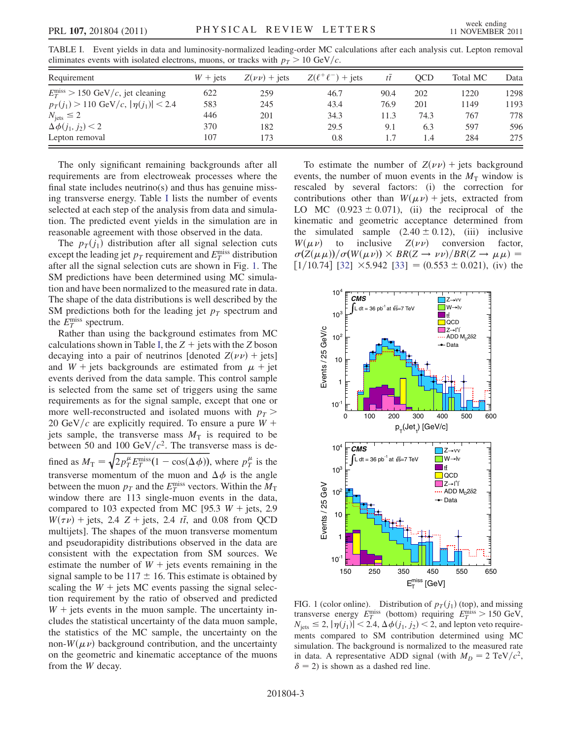TABLE I. Event yields in data and luminosity-normalized leading-order MC calculations after each analysis cut. Lepton removal eliminates events with isolated electrons, muons, or tracks with $p_T > 10$ GeV/$c$.

| Requirement | $W$ + jets | $Z(\nu\nu)$ + jets | $Z(\ell^+\ell^-)$ + jets | $t\bar{t}$ | QCD | Total MC | Data |
|---|---|---|---|---|---|---|---|
| $E_T^{\text{miss}} > 150$ GeV/$c$, jet cleaning | 622 | 259 | 46.7 | 90.4 | 202 | 1220 | 1298 |
| $p_T(j_1) > 110$ GeV/$c$, $\lvert\eta(j_1)\rvert < 2.4$ | 583 | 245 | 43.4 | 76.9 | 201 | 1149 | 1193 |
| $N_{\text{jets}} \leq 2$ | 446 | 201 | 34.3 | 11.3 | 74.3 | 767 | 778 |
| $\Delta\phi(j_1, j_2) < 2$ | 370 | 182 | 29.5 | 9.1 | 6.3 | 597 | 596 |
| Lepton removal | 107 | 173 | 0.8 | 1.7 | 1.4 | 284 | 275 |

The only significant remaining backgrounds after all requirements are from electroweak processes where the final state includes neutrino(s) and thus has genuine missing transverse energy. Table I lists the number of events selected at each step of the analysis from data and simulation. The predicted event yields in the simulation are in reasonable agreement with those observed in the data.

The $p_T(j_1)$ distribution after all signal selection cuts except the leading jet $p_T$ requirement and $E_T^{\text{miss}}$ distribution after all the signal selection cuts are shown in Fig. 1. The SM predictions have been determined using MC simulation and have been normalized to the measured rate in data. The shape of the data distributions is well described by the SM predictions both for the leading jet $p_T$ spectrum and the $E_T^{\text{miss}}$ spectrum.

Rather than using the background estimates from MC calculations shown in Table I, the $Z$ + jets with the $Z$ boson decaying into a pair of neutrinos [denoted $Z(\nu\nu)$ + jets] and $W$ + jets backgrounds are estimated from $\mu$ + jet events derived from the data sample. This control sample is selected from the same set of triggers using the same requirements as for the signal sample, except that one or more well-reconstructed and isolated muons with $p_T > 20$ GeV/$c$ are explicitly required. To ensure a pure $W$ + jets sample, the transverse mass $M_T$ is required to be between 50 and 100 GeV/$c^2$. The transverse mass is defined as $M_T = \sqrt{2 p_T^{\mu} E_T^{\text{miss}}(1 - \cos(\Delta\phi))}$, where $p_T^{\mu}$ is the transverse momentum of the muon and $\Delta\phi$ is the angle between the muon $p_T$ and the $E_T^{\text{miss}}$ vectors. Within the $M_T$ window there are 113 single-muon events in the data, compared to 103 expected from MC [95.3 $W$ + jets, 2.9 $W(\tau\nu)$ + jets, 2.4 $Z$ + jets, 2.4 $t\bar{t}$, and 0.08 from QCD multijets]. The shapes of the muon transverse momentum and pseudorapidity distributions observed in the data are consistent with the expectation from SM sources. We estimate the number of $W$ + jets events remaining in the signal sample to be $117 \pm 16$. This estimate is obtained by scaling the $W$ + jets MC events passing the signal selection requirement by the ratio of observed and predicted $W$ + jets events in the muon sample. The uncertainty includes the statistical uncertainty of the data muon sample, the statistics of the MC sample, the uncertainty on the non-$W(\mu\nu)$ background contribution, and the uncertainty on the geometric and kinematic acceptance of the muons from the $W$ decay.

To estimate the number of $Z(\nu\nu)$ + jets background events, the number of muon events in the $M_T$ window is rescaled by several factors: (i) the correction for contributions other than $W(\mu\nu)$ + jets, extracted from LO MC ($0.923 \pm 0.071$), (ii) the reciprocal of the kinematic and geometric acceptance determined from the simulated sample ($2.40 \pm 0.12$), (iii) inclusive $W(\mu\nu)$ to inclusive $Z(\nu\nu)$ conversion factor, $\sigma(Z(\mu\mu))/\sigma(W(\mu\nu)) \times BR(Z \to \nu\nu)/BR(Z \to \mu\mu) = [1/10.74]$ [32] $\times 5.942$ [33] $= (0.553 \pm 0.021)$, (iv) the

FIG. 1 (color online). Distribution of $p_T(j_1)$ (top), and missing transverse energy $E_T^{\text{miss}}$ (bottom) requiring $E_T^{\text{miss}} > 150$ GeV, $N_{\text{jets}} \leq 2$, $\lvert\eta(j_1)\rvert < 2.4$, $\Delta\phi(j_1, j_2) < 2$, and lepton veto requirements compared to SM contribution determined using MC simulation. The background is normalized to the measured rate in data. A representative ADD signal (with $M_D = 2$ TeV/$c^2$, $\delta = 2$) is shown as a dashed red line.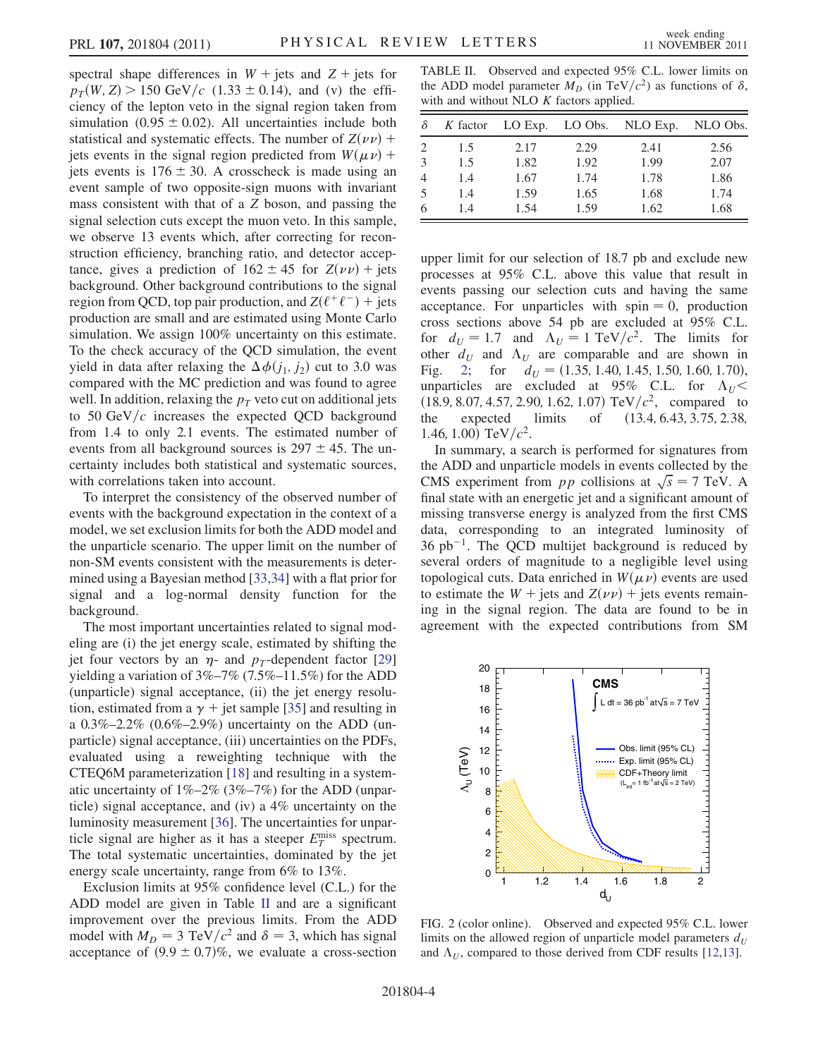spectral shape differences in $W +$ jets and $Z +$ jets for $p_T(W, Z) > 150$ GeV/$c$ ($1.33 \pm 0.14$), and (v) the efficiency of the lepton veto in the signal region taken from simulation ($0.95 \pm 0.02$). All uncertainties include both statistical and systematic effects. The number of $Z(\nu\nu) +$ jets events in the signal region predicted from $W(\mu\nu) +$ jets events is $176 \pm 30$. A crosscheck is made using an event sample of two opposite-sign muons with invariant mass consistent with that of a $Z$ boson, and passing the signal selection cuts except the muon veto. In this sample, we observe 13 events which, after correcting for reconstruction efficiency, branching ratio, and detector acceptance, gives a prediction of $162 \pm 45$ for $Z(\nu\nu) +$ jets background. Other background contributions to the signal region from QCD, top pair production, and $Z(\ell^+\ell^-) +$ jets production are small and are estimated using Monte Carlo simulation. We assign 100% uncertainty on this estimate. To the check accuracy of the QCD simulation, the event yield in data after relaxing the $\Delta\phi(j_1, j_2)$ cut to 3.0 was compared with the MC prediction and was found to agree well. In addition, relaxing the $p_T$ veto cut on additional jets to 50 GeV/$c$ increases the expected QCD background from 1.4 to only 2.1 events. The estimated number of events from all background sources is $297 \pm 45$. The uncertainty includes both statistical and systematic sources, with correlations taken into account.

To interpret the consistency of the observed number of events with the background expectation in the context of a model, we set exclusion limits for both the ADD model and the unparticle scenario. The upper limit on the number of non-SM events consistent with the measurements is determined using a Bayesian method [33,34] with a flat prior for signal and a log-normal density function for the background.

The most important uncertainties related to signal modeling are (i) the jet energy scale, estimated by shifting the jet four vectors by an $\eta$- and $p_T$-dependent factor [29] yielding a variation of 3%–7% (7.5%–11.5%) for the ADD (unparticle) signal acceptance, (ii) the jet energy resolution, estimated from a $\gamma +$ jet sample [35] and resulting in a 0.3%–2.2% (0.6%–2.9%) uncertainty on the ADD (unparticle) signal acceptance, (iii) uncertainties on the PDFs, evaluated using a reweighting technique with the CTEQ6M parameterization [18] and resulting in a systematic uncertainty of 1%–2% (3%–7%) for the ADD (unparticle) signal acceptance, and (iv) a 4% uncertainty on the luminosity measurement [36]. The uncertainties for unparticle signal are higher as it has a steeper $E_T^{\text{miss}}$ spectrum. The total systematic uncertainties, dominated by the jet energy scale uncertainty, range from 6% to 13%.

Exclusion limits at 95% confidence level (C.L.) for the ADD model are given in Table II and are a significant improvement over the previous limits. From the ADD model with $M_D = 3$ TeV/$c^2$ and $\delta = 3$, which has signal acceptance of $(9.9 \pm 0.7)$%, we evaluate a cross-section upper limit for our selection of 18.7 pb and exclude new processes at 95% C.L. above this value that result in events passing our selection cuts and having the same acceptance. For unparticles with spin = 0, production cross sections above 54 pb are excluded at 95% C.L. for $d_U = 1.7$ and $\Lambda_U = 1$ TeV/$c^2$. The limits for other $d_U$ and $\Lambda_U$ are comparable and are shown in Fig. 2; for $d_U = (1.35, 1.40, 1.45, 1.50, 1.60, 1.70)$, unparticles are excluded at 95% C.L. for $\Lambda_U <$ (18.9, 8.07, 4.57, 2.90, 1.62, 1.07) TeV/$c^2$, compared to the expected limits of (13.4, 6.43, 3.75, 2.38, 1.46, 1.00) TeV/$c^2$.

TABLE II. Observed and expected 95% C.L. lower limits on the ADD model parameter $M_D$ (in TeV/$c^2$) as functions of $\delta$, with and without NLO $K$ factors applied.

| $\delta$ | $K$ factor | LO Exp. | LO Obs. | NLO Exp. | NLO Obs. |
|---|---|---|---|---|---|
| 2 | 1.5 | 2.17 | 2.29 | 2.41 | 2.56 |
| 3 | 1.5 | 1.82 | 1.92 | 1.99 | 2.07 |
| 4 | 1.4 | 1.67 | 1.74 | 1.78 | 1.86 |
| 5 | 1.4 | 1.59 | 1.65 | 1.68 | 1.74 |
| 6 | 1.4 | 1.54 | 1.59 | 1.62 | 1.68 |

In summary, a search is performed for signatures from the ADD and unparticle models in events collected by the CMS experiment from $pp$ collisions at $\sqrt{s} = 7$ TeV. A final state with an energetic jet and a significant amount of missing transverse energy is analyzed from the first CMS data, corresponding to an integrated luminosity of 36 pb$^{-1}$. The QCD multijet background is reduced by several orders of magnitude to a negligible level using topological cuts. Data enriched in $W(\mu\nu)$ events are used to estimate the $W +$ jets and $Z(\nu\nu) +$ jets events remaining in the signal region. The data are found to be in agreement with the expected contributions from SM

FIG. 2 (color online). Observed and expected 95% C.L. lower limits on the allowed region of unparticle model parameters $d_U$ and $\Lambda_U$, compared to those derived from CDF results [12,13].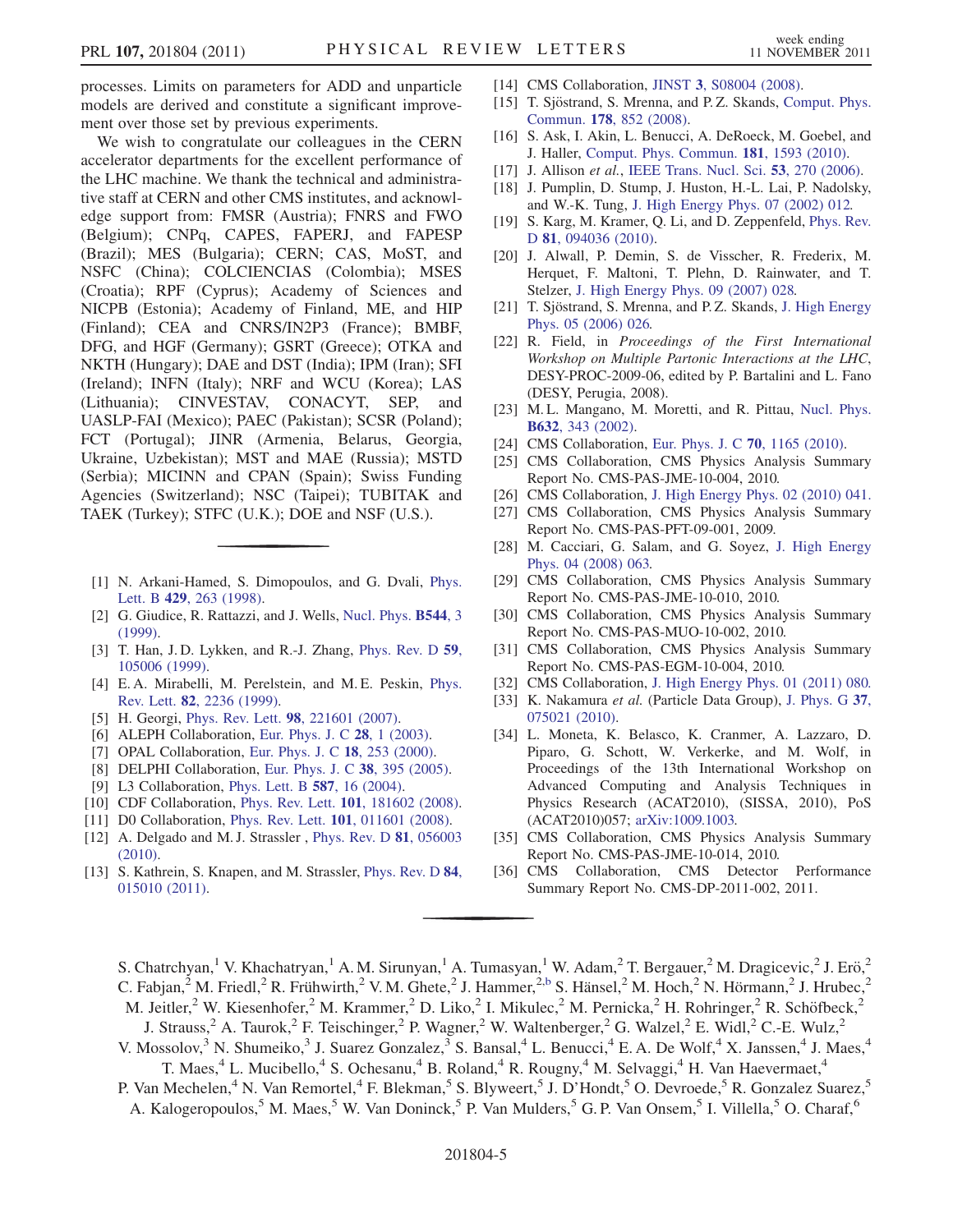processes. Limits on parameters for ADD and unparticle models are derived and constitute a significant improvement over those set by previous experiments.

We wish to congratulate our colleagues in the CERN accelerator departments for the excellent performance of the LHC machine. We thank the technical and administrative staff at CERN and other CMS institutes, and acknowledge support from: FMSR (Austria); FNRS and FWO (Belgium); CNPq, CAPES, FAPERJ, and FAPESP (Brazil); MES (Bulgaria); CERN; CAS, MoST, and NSFC (China); COLCIENCIAS (Colombia); MSES (Croatia); RPF (Cyprus); Academy of Sciences and NICPB (Estonia); Academy of Finland, ME, and HIP (Finland); CEA and CNRS/IN2P3 (France); BMBF, DFG, and HGF (Germany); GSRT (Greece); OTKA and NKTH (Hungary); DAE and DST (India); IPM (Iran); SFI (Ireland); INFN (Italy); NRF and WCU (Korea); LAS (Lithuania); CINVESTAV, CONACYT, SEP, and UASLP-FAI (Mexico); PAEC (Pakistan); SCSR (Poland); FCT (Portugal); JINR (Armenia, Belarus, Georgia, Ukraine, Uzbekistan); MST and MAE (Russia); MSTD (Serbia); MICINN and CPAN (Spain); Swiss Funding Agencies (Switzerland); NSC (Taipei); TUBITAK and TAEK (Turkey); STFC (U.K.); DOE and NSF (U.S.).

---

[1] N. Arkani-Hamed, S. Dimopoulos, and G. Dvali, Phys. Lett. B **429**, 263 (1998).
[2] G. Giudice, R. Rattazzi, and J. Wells, Nucl. Phys. **B544**, 3 (1999).
[3] T. Han, J. D. Lykken, and R.-J. Zhang, Phys. Rev. D **59**, 105006 (1999).
[4] E. A. Mirabelli, M. Perelstein, and M. E. Peskin, Phys. Rev. Lett. **82**, 2236 (1999).
[5] H. Georgi, Phys. Rev. Lett. **98**, 221601 (2007).
[6] ALEPH Collaboration, Eur. Phys. J. C **28**, 1 (2003).
[7] OPAL Collaboration, Eur. Phys. J. C **18**, 253 (2000).
[8] DELPHI Collaboration, Eur. Phys. J. C **38**, 395 (2005).
[9] L3 Collaboration, Phys. Lett. B **587**, 16 (2004).
[10] CDF Collaboration, Phys. Rev. Lett. **101**, 181602 (2008).
[11] D0 Collaboration, Phys. Rev. Lett. **101**, 011601 (2008).
[12] A. Delgado and M. J. Strassler , Phys. Rev. D **81**, 056003 (2010).
[13] S. Kathrein, S. Knapen, and M. Strassler, Phys. Rev. D **84**, 015010 (2011).
[14] CMS Collaboration, JINST **3**, S08004 (2008).
[15] T. Sjöstrand, S. Mrenna, and P. Z. Skands, Comput. Phys. Commun. **178**, 852 (2008).
[16] S. Ask, I. Akin, L. Benucci, A. DeRoeck, M. Goebel, and J. Haller, Comput. Phys. Commun. **181**, 1593 (2010).
[17] J. Allison *et al.*, IEEE Trans. Nucl. Sci. **53**, 270 (2006).
[18] J. Pumplin, D. Stump, J. Huston, H.-L. Lai, P. Nadolsky, and W.-K. Tung, J. High Energy Phys. 07 (2002) 012.
[19] S. Karg, M. Kramer, Q. Li, and D. Zeppenfeld, Phys. Rev. D **81**, 094036 (2010).
[20] J. Alwall, P. Demin, S. de Visscher, R. Frederix, M. Herquet, F. Maltoni, T. Plehn, D. Rainwater, and T. Stelzer, J. High Energy Phys. 09 (2007) 028.
[21] T. Sjöstrand, S. Mrenna, and P. Z. Skands, J. High Energy Phys. 05 (2006) 026.
[22] R. Field, in *Proceedings of the First International Workshop on Multiple Partonic Interactions at the LHC*, DESY-PROC-2009-06, edited by P. Bartalini and L. Fano (DESY, Perugia, 2008).
[23] M. L. Mangano, M. Moretti, and R. Pittau, Nucl. Phys. **B632**, 343 (2002).
[24] CMS Collaboration, Eur. Phys. J. C **70**, 1165 (2010).
[25] CMS Collaboration, CMS Physics Analysis Summary Report No. CMS-PAS-JME-10-004, 2010.
[26] CMS Collaboration, J. High Energy Phys. 02 (2010) 041.
[27] CMS Collaboration, CMS Physics Analysis Summary Report No. CMS-PAS-PFT-09-001, 2009.
[28] M. Cacciari, G. Salam, and G. Soyez, J. High Energy Phys. 04 (2008) 063.
[29] CMS Collaboration, CMS Physics Analysis Summary Report No. CMS-PAS-JME-10-010, 2010.
[30] CMS Collaboration, CMS Physics Analysis Summary Report No. CMS-PAS-MUO-10-002, 2010.
[31] CMS Collaboration, CMS Physics Analysis Summary Report No. CMS-PAS-EGM-10-004, 2010.
[32] CMS Collaboration, J. High Energy Phys. 01 (2011) 080.
[33] K. Nakamura *et al.* (Particle Data Group), J. Phys. G **37**, 075021 (2010).
[34] L. Moneta, K. Belasco, K. Cranmer, A. Lazzaro, D. Piparo, G. Schott, W. Verkerke, and M. Wolf, in Proceedings of the 13th International Workshop on Advanced Computing and Analysis Techniques in Physics Research (ACAT2010), (SISSA, 2010), PoS (ACAT2010)057; arXiv:1009.1003.
[35] CMS Collaboration, CMS Physics Analysis Summary Report No. CMS-PAS-JME-10-014, 2010.
[36] CMS Collaboration, CMS Detector Performance Summary Report No. CMS-DP-2011-002, 2011.

---

S. Chatrchyan,[1] V. Khachatryan,[1] A. M. Sirunyan,[1] A. Tumasyan,[1] W. Adam,[2] T. Bergauer,[2] M. Dragicevic,[2] J. Erö,[2] C. Fabjan,[2] M. Friedl,[2] R. Frühwirth,[2] V. M. Ghete,[2] J. Hammer,[2,b] S. Hänsel,[2] M. Hoch,[2] N. Hörmann,[2] J. Hrubec,[2] M. Jeitler,[2] W. Kiesenhofer,[2] M. Krammer,[2] D. Liko,[2] I. Mikulec,[2] M. Pernicka,[2] H. Rohringer,[2] R. Schöfbeck,[2] J. Strauss,[2] A. Taurok,[2] F. Teischinger,[2] P. Wagner,[2] W. Waltenberger,[2] G. Walzel,[2] E. Widl,[2] C.-E. Wulz,[2] V. Mossolov,[3] N. Shumeiko,[3] J. Suarez Gonzalez,[3] S. Bansal,[4] L. Benucci,[4] E. A. De Wolf,[4] X. Janssen,[4] J. Maes,[4] T. Maes,[4] L. Mucibello,[4] S. Ochesanu,[4] B. Roland,[4] R. Rougny,[4] M. Selvaggi,[4] H. Van Haevermaet,[4] P. Van Mechelen,[4] N. Van Remortel,[4] F. Blekman,[5] S. Blyweert,[5] J. D'Hondt,[5] O. Devroede,[5] R. Gonzalez Suarez,[5] A. Kalogeropoulos,[5] M. Maes,[5] W. Van Doninck,[5] P. Van Mulders,[5] G. P. Van Onsem,[5] I. Villella,[5] O. Charaf,[6]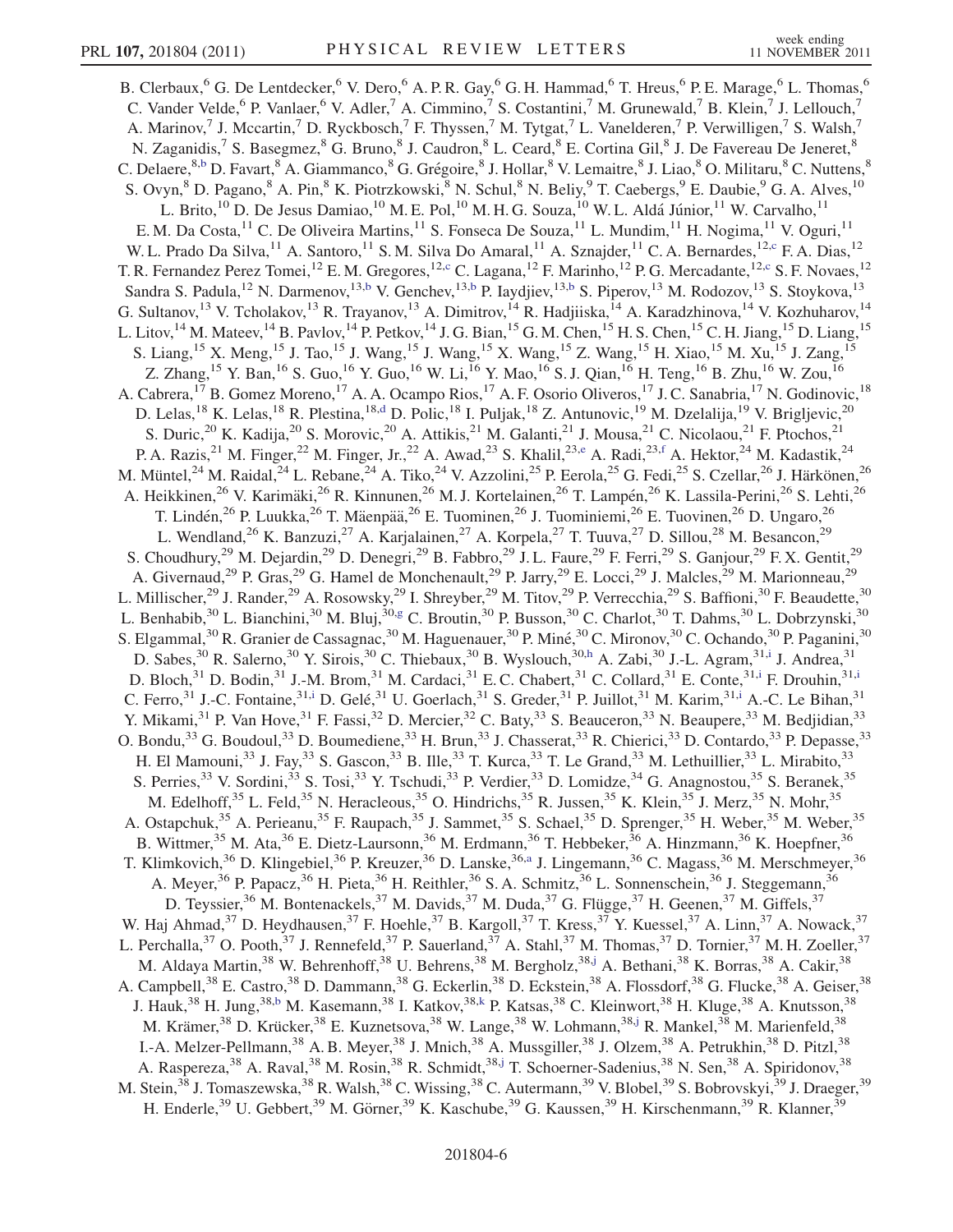B. Clerbaux,[6] G. De Lentdecker,[6] V. Dero,[6] A. P. R. Gay,[6] G. H. Hammad,[6] T. Hreus,[6] P. E. Marage,[6] L. Thomas,[6] C. Vander Velde,[6] P. Vanlaer,[6] V. Adler,[7] A. Cimmino,[7] S. Costantini,[7] M. Grunewald,[7] B. Klein,[7] J. Lellouch,[7] A. Marinov,[7] J. Mccartin,[7] D. Ryckbosch,[7] F. Thyssen,[7] M. Tytgat,[7] L. Vanelderen,[7] P. Verwilligen,[7] S. Walsh,[7] N. Zaganidis,[7] S. Basegmez,[8] G. Bruno,[8] J. Caudron,[8] L. Ceard,[8] E. Cortina Gil,[8] J. De Favereau De Jeneret,[8] C. Delaere,[8,b] D. Favart,[8] A. Giammanco,[8] G. Grégoire,[8] J. Hollar,[8] V. Lemaitre,[8] J. Liao,[8] O. Militaru,[8] C. Nuttens,[8] S. Ovyn,[8] D. Pagano,[8] A. Pin,[8] K. Piotrzkowski,[8] N. Schul,[8] N. Beliy,[9] T. Caebergs,[9] E. Daubie,[9] G. A. Alves,[10] L. Brito,[10] D. De Jesus Damiao,[10] M. E. Pol,[10] M. H. G. Souza,[10] W. L. Aldá Júnior,[11] W. Carvalho,[11] E. M. Da Costa,[11] C. De Oliveira Martins,[11] S. Fonseca De Souza,[11] L. Mundim,[11] H. Nogima,[11] V. Oguri,[11] W. L. Prado Da Silva,[11] A. Santoro,[11] S. M. Silva Do Amaral,[11] A. Sznajder,[11] C. A. Bernardes,[12,c] F. A. Dias,[12] T. R. Fernandez Perez Tomei,[12] E. M. Gregores,[12,c] C. Lagana,[12] F. Marinho,[12] P. G. Mercadante,[12,c] S. F. Novaes,[12] Sandra S. Padula,[12] N. Darmenov,[13,b] V. Genchev,[13,b] P. Iaydjiev,[13,b] S. Piperov,[13] M. Rodozov,[13] S. Stoykova,[13] G. Sultanov,[13] V. Tcholakov,[13] R. Trayanov,[13] A. Dimitrov,[14] R. Hadjiiska,[14] A. Karadzhinova,[14] V. Kozhuharov,[14] L. Litov,[14] M. Mateev,[14] B. Pavlov,[14] P. Petkov,[14] J. G. Bian,[15] G. M. Chen,[15] H. S. Chen,[15] C. H. Jiang,[15] D. Liang,[15] S. Liang,[15] X. Meng,[15] J. Tao,[15] J. Wang,[15] J. Wang,[15] X. Wang,[15] Z. Wang,[15] H. Xiao,[15] M. Xu,[15] J. Zang,[15] Z. Zhang,[15] Y. Ban,[16] S. Guo,[16] Y. Guo,[16] W. Li,[16] Y. Mao,[16] S. J. Qian,[16] H. Teng,[16] B. Zhu,[16] W. Zou,[16] A. Cabrera,[17] B. Gomez Moreno,[17] A. A. Ocampo Rios,[17] A. F. Osorio Oliveros,[17] J. C. Sanabria,[17] N. Godinovic,[18] D. Lelas,[18] K. Lelas,[18] R. Plestina,[18,d] D. Polic,[18] I. Puljak,[18] Z. Antunovic,[19] M. Dzelalija,[19] V. Brigljevic,[20] S. Duric,[20] K. Kadija,[20] S. Morovic,[20] A. Attikis,[21] M. Galanti,[21] J. Mousa,[21] C. Nicolaou,[21] F. Ptochos,[21] P. A. Razis,[21] M. Finger,[22] M. Finger, Jr.,[22] A. Awad,[23] S. Khalil,[23,e] A. Radi,[23,f] A. Hektor,[24] M. Kadastik,[24] M. Müntel,[24] M. Raidal,[24] L. Rebane,[24] A. Tiko,[24] V. Azzolini,[25] P. Eerola,[25] G. Fedi,[25] S. Czellar,[26] J. Härkönen,[26] A. Heikkinen,[26] V. Karimäki,[26] R. Kinnunen,[26] M. J. Kortelainen,[26] T. Lampén,[26] K. Lassila-Perini,[26] S. Lehti,[26] T. Lindén,[26] P. Luukka,[26] T. Mäenpää,[26] E. Tuominen,[26] J. Tuominiemi,[26] E. Tuovinen,[26] D. Ungaro,[26] L. Wendland,[26] K. Banzuzi,[27] A. Karjalainen,[27] A. Korpela,[27] T. Tuuva,[27] D. Sillou,[28] M. Besancon,[29] S. Choudhury,[29] M. Dejardin,[29] D. Denegri,[29] B. Fabbro,[29] J. L. Faure,[29] F. Ferri,[29] S. Ganjour,[29] F. X. Gentit,[29] A. Givernaud,[29] P. Gras,[29] G. Hamel de Monchenault,[29] P. Jarry,[29] E. Locci,[29] J. Malcles,[29] M. Marionneau,[29] L. Millischer,[29] J. Rander,[29] A. Rosowsky,[29] I. Shreyber,[29] M. Titov,[29] P. Verrecchia,[29] S. Baffioni,[30] F. Beaudette,[30] L. Benhabib,[30] L. Bianchini,[30] M. Bluj,[30,g] C. Broutin,[30] P. Busson,[30] C. Charlot,[30] T. Dahms,[30] L. Dobrzynski,[30] S. Elgammal,[30] R. Granier de Cassagnac,[30] M. Haguenauer,[30] P. Miné,[30] C. Mironov,[30] C. Ochando,[30] P. Paganini,[30] D. Sabes,[30] R. Salerno,[30] Y. Sirois,[30] C. Thiebaux,[30] B. Wyslouch,[30,h] A. Zabi,[30] J.-L. Agram,[31,i] J. Andrea,[31] D. Bloch,[31] D. Bodin,[31] J.-M. Brom,[31] M. Cardaci,[31] E. C. Chabert,[31] C. Collard,[31] E. Conte,[31,i] F. Drouhin,[31,i] C. Ferro,[31] J.-C. Fontaine,[31,i] D. Gelé,[31] U. Goerlach,[31] S. Greder,[31] P. Juillot,[31] M. Karim,[31,i] A.-C. Le Bihan,[31] Y. Mikami,[31] P. Van Hove,[31] F. Fassi,[32] D. Mercier,[32] C. Baty,[33] S. Beauceron,[33] N. Beaupere,[33] M. Bedjidian,[33] O. Bondu,[33] G. Boudoul,[33] D. Boumediene,[33] H. Brun,[33] J. Chasserat,[33] R. Chierici,[33] D. Contardo,[33] P. Depasse,[33] H. El Mamouni,[33] J. Fay,[33] S. Gascon,[33] B. Ille,[33] T. Kurca,[33] T. Le Grand,[33] M. Lethuillier,[33] L. Mirabito,[33] S. Perries,[33] V. Sordini,[33] S. Tosi,[33] Y. Tschudi,[33] P. Verdier,[33] D. Lomidze,[34] G. Anagnostou,[35] S. Beranek,[35] M. Edelhoff,[35] L. Feld,[35] N. Heracleous,[35] O. Hindrichs,[35] R. Jussen,[35] K. Klein,[35] J. Merz,[35] N. Mohr,[35] A. Ostapchuk,[35] A. Perieanu,[35] F. Raupach,[35] J. Sammet,[35] S. Schael,[35] D. Sprenger,[35] H. Weber,[35] M. Weber,[35] B. Wittmer,[35] M. Ata,[36] E. Dietz-Laursonn,[36] M. Erdmann,[36] T. Hebbeker,[36] A. Hinzmann,[36] K. Hoepfner,[36] T. Klimkovich,[36] D. Klingebiel,[36] P. Kreuzer,[36] D. Lanske,[36,a] J. Lingemann,[36] C. Magass,[36] M. Merschmeyer,[36] A. Meyer,[36] P. Papacz,[36] H. Pieta,[36] H. Reithler,[36] S. A. Schmitz,[36] L. Sonnenschein,[36] J. Steggemann,[36] D. Teyssier,[36] M. Bontenackels,[37] M. Davids,[37] M. Duda,[37] G. Flügge,[37] H. Geenen,[37] M. Giffels,[37] W. Haj Ahmad,[37] D. Heydhausen,[37] F. Hoehle,[37] B. Kargoll,[37] T. Kress,[37] Y. Kuessel,[37] A. Linn,[37] A. Nowack,[37] L. Perchalla,[37] O. Pooth,[37] J. Rennefeld,[37] P. Sauerland,[37] A. Stahl,[37] M. Thomas,[37] D. Tornier,[37] M. H. Zoeller,[37] M. Aldaya Martin,[38] W. Behrenhoff,[38] U. Behrens,[38] M. Bergholz,[38,j] A. Bethani,[38] K. Borras,[38] A. Cakir,[38] A. Campbell,[38] E. Castro,[38] D. Dammann,[38] G. Eckerlin,[38] D. Eckstein,[38] A. Flossdorf,[38] G. Flucke,[38] A. Geiser,[38] J. Hauk,[38] H. Jung,[38,b] M. Kasemann,[38] I. Katkov,[38,k] P. Katsas,[38] C. Kleinwort,[38] H. Kluge,[38] A. Knutsson,[38] M. Krämer,[38] D. Krücker,[38] E. Kuznetsova,[38] W. Lange,[38] W. Lohmann,[38,j] R. Mankel,[38] M. Marienfeld,[38] I.-A. Melzer-Pellmann,[38] A. B. Meyer,[38] J. Mnich,[38] A. Mussgiller,[38] J. Olzem,[38] A. Petrukhin,[38] D. Pitzl,[38] A. Raspereza,[38] A. Raval,[38] M. Rosin,[38] R. Schmidt,[38,j] T. Schoerner-Sadenius,[38] N. Sen,[38] A. Spiridonov,[38] M. Stein,[38] J. Tomaszewska,[38] R. Walsh,[38] C. Wissing,[38] C. Autermann,[39] V. Blobel,[39] S. Bobrovskyi,[39] J. Draeger,[39] H. Enderle,[39] U. Gebbert,[39] M. Görner,[39] K. Kaschube,[39] G. Kaussen,[39] H. Kirschenmann,[39] R. Klanner,[39]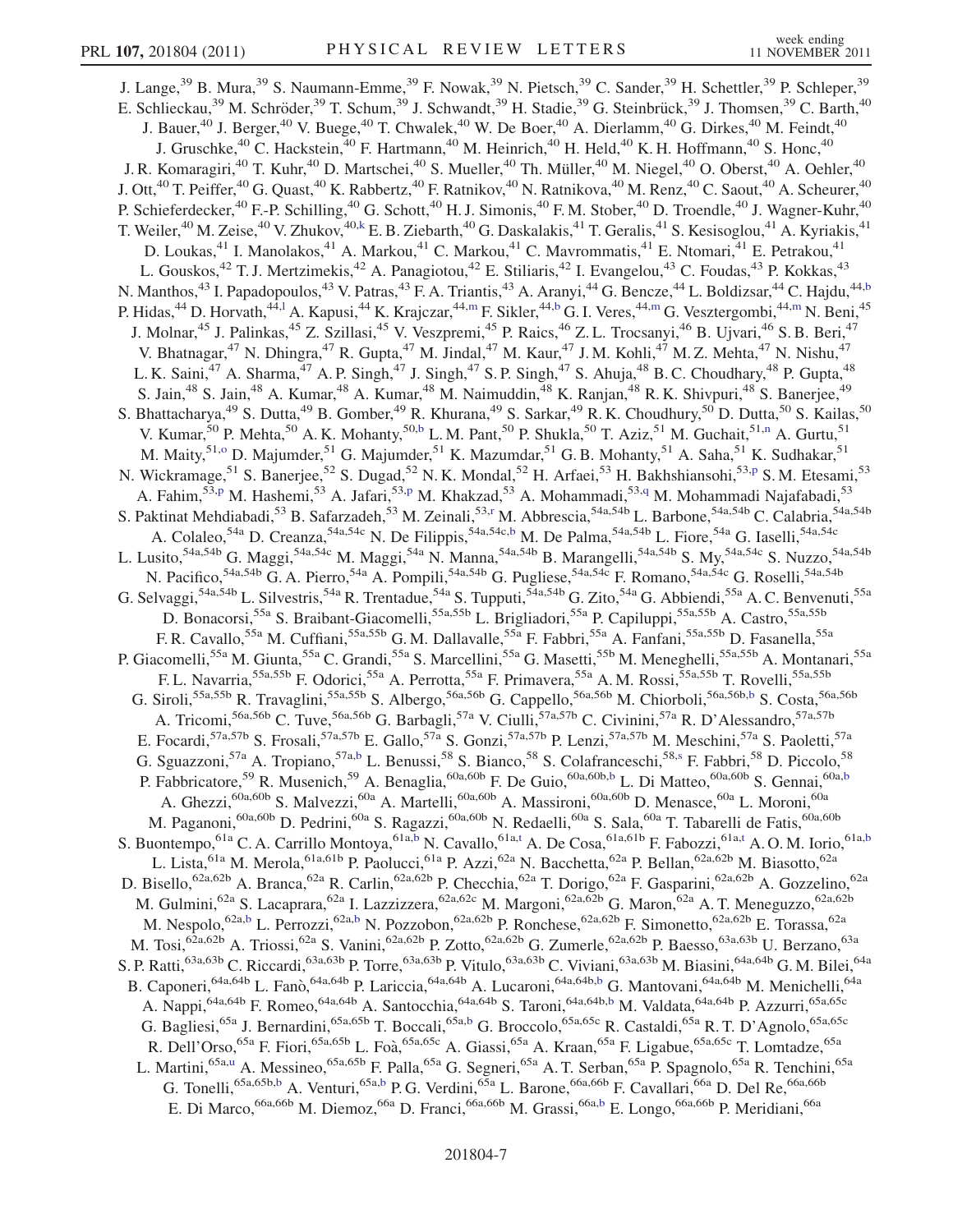J. Lange,[39] B. Mura,[39] S. Naumann-Emme,[39] F. Nowak,[39] N. Pietsch,[39] C. Sander,[39] H. Schettler,[39] P. Schleper,[39] E. Schlieckau,[39] M. Schröder,[39] T. Schum,[39] J. Schwandt,[39] H. Stadie,[39] G. Steinbrück,[39] J. Thomsen,[39] C. Barth,[40] J. Bauer,[40] J. Berger,[40] V. Buege,[40] T. Chwalek,[40] W. De Boer,[40] A. Dierlamm,[40] G. Dirkes,[40] M. Feindt,[40] J. Gruschke,[40] C. Hackstein,[40] F. Hartmann,[40] M. Heinrich,[40] H. Held,[40] K. H. Hoffmann,[40] S. Honc,[40] J. R. Komaragiri,[40] T. Kuhr,[40] D. Martschei,[40] S. Mueller,[40] Th. Müller,[40] M. Niegel,[40] O. Oberst,[40] A. Oehler,[40] J. Ott,[40] T. Peiffer,[40] G. Quast,[40] K. Rabbertz,[40] F. Ratnikov,[40] N. Ratnikova,[40] M. Renz,[40] C. Saout,[40] A. Scheurer,[40] P. Schieferdecker,[40] F.-P. Schilling,[40] G. Schott,[40] H. J. Simonis,[40] F. M. Stober,[40] D. Troendle,[40] J. Wagner-Kuhr,[40] T. Weiler,[40] M. Zeise,[40] V. Zhukov,[40,k] E. B. Ziebarth,[40] G. Daskalakis,[41] T. Geralis,[41] S. Kesisoglou,[41] A. Kyriakis,[41] D. Loukas,[41] I. Manolakos,[41] A. Markou,[41] C. Markou,[41] C. Mavrommatis,[41] E. Ntomari,[41] E. Petrakou,[41] L. Gouskos,[42] T. J. Mertzimekis,[42] A. Panagiotou,[42] E. Stiliaris,[42] I. Evangelou,[43] C. Foudas,[43] P. Kokkas,[43] N. Manthos,[43] I. Papadopoulos,[43] V. Patras,[43] F. A. Triantis,[43] A. Aranyi,[44] G. Bencze,[44] L. Boldizsar,[44] C. Hajdu,[44,b] P. Hidas,[44] D. Horvath,[44,l] A. Kapusi,[44] K. Krajczar,[44,m] F. Sikler,[44,b] G. I. Veres,[44,m] G. Vesztergombi,[44,m] N. Beni,[45] J. Molnar,[45] J. Palinkas,[45] Z. Szillasi,[45] V. Veszpremi,[45] P. Raics,[46] Z. L. Trocsanyi,[46] B. Ujvari,[46] S. B. Beri,[47] V. Bhatnagar,[47] N. Dhingra,[47] R. Gupta,[47] M. Jindal,[47] M. Kaur,[47] J. M. Kohli,[47] M. Z. Mehta,[47] N. Nishu,[47] L. K. Saini,[47] A. Sharma,[47] A. P. Singh,[47] J. Singh,[47] S. P. Singh,[47] S. Ahuja,[48] B. C. Choudhary,[48] P. Gupta,[48] S. Jain,[48] S. Jain,[48] A. Kumar,[48] A. Kumar,[48] M. Naimuddin,[48] K. Ranjan,[48] R. K. Shivpuri,[48] S. Banerjee,[49] S. Bhattacharya,[49] S. Dutta,[49] B. Gomber,[49] R. Khurana,[49] S. Sarkar,[49] R. K. Choudhury,[50] D. Dutta,[50] S. Kailas,[50] V. Kumar,[50] P. Mehta,[50] A. K. Mohanty,[50,b] L. M. Pant,[50] P. Shukla,[50] T. Aziz,[51] M. Guchait,[51,n] A. Gurtu,[51] M. Maity,[51,o] D. Majumder,[51] G. Majumder,[51] K. Mazumdar,[51] G. B. Mohanty,[51] A. Saha,[51] K. Sudhakar,[51] N. Wickramage,[51] S. Banerjee,[52] S. Dugad,[52] N. K. Mondal,[52] H. Arfaei,[53] H. Bakhshiansohi,[53,p] S. M. Etesami,[53] A. Fahim,[53,p] M. Hashemi,[53] A. Jafari,[53,p] M. Khakzad,[53] A. Mohammadi,[53,q] M. Mohammadi Najafabadi,[53] S. Paktinat Mehdiabadi,[53] B. Safarzadeh,[53] M. Zeinali,[53,r] M. Abbrescia,[54a,54b] L. Barbone,[54a,54b] C. Calabria,[54a,54b] A. Colaleo,[54a] D. Creanza,[54a,54c] N. De Filippis,[54a,54c,b] M. De Palma,[54a,54b] L. Fiore,[54a] G. Iaselli,[54a,54c] L. Lusito,[54a,54b] G. Maggi,[54a,54c] M. Maggi,[54a] N. Manna,[54a,54b] B. Marangelli,[54a,54b] S. My,[54a,54c] S. Nuzzo,[54a,54b] N. Pacifico,[54a,54b] G. A. Pierro,[54a] A. Pompili,[54a,54b] G. Pugliese,[54a,54c] F. Romano,[54a,54c] G. Roselli,[54a,54b] G. Selvaggi,[54a,54b] L. Silvestris,[54a] R. Trentadue,[54a] S. Tupputi,[54a,54b] G. Zito,[54a] G. Abbiendi,[55a] A. C. Benvenuti,[55a] D. Bonacorsi,[55a] S. Braibant-Giacomelli,[55a,55b] L. Brigliadori,[55a] P. Capiluppi,[55a,55b] A. Castro,[55a,55b] F. R. Cavallo,[55a] M. Cuffiani,[55a,55b] G. M. Dallavalle,[55a] F. Fabbri,[55a] A. Fanfani,[55a,55b] D. Fasanella,[55a] P. Giacomelli,[55a] M. Giunta,[55a] C. Grandi,[55a] S. Marcellini,[55a] G. Masetti,[55b] M. Meneghelli,[55a,55b] A. Montanari,[55a] F. L. Navarria,[55a,55b] F. Odorici,[55a] A. Perrotta,[55a] F. Primavera,[55a] A. M. Rossi,[55a,55b] T. Rovelli,[55a,55b] G. Siroli,[55a,55b] R. Travaglini,[55a,55b] S. Albergo,[56a,56b] G. Cappello,[56a,56b] M. Chiorboli,[56a,56b,b] S. Costa,[56a,56b] A. Tricomi,[56a,56b] C. Tuve,[56a,56b] G. Barbagli,[57a] V. Ciulli,[57a,57b] C. Civinini,[57a] R. D'Alessandro,[57a,57b] E. Focardi,[57a,57b] S. Frosali,[57a,57b] E. Gallo,[57a] S. Gonzi,[57a,57b] P. Lenzi,[57a,57b] M. Meschini,[57a] S. Paoletti,[57a] G. Sguazzoni,[57a] A. Tropiano,[57a,b] L. Benussi,[58] S. Bianco,[58] S. Colafranceschi,[58,s] F. Fabbri,[58] D. Piccolo,[58] P. Fabbricatore,[59] R. Musenich,[59] A. Benaglia,[60a,60b] F. De Guio,[60a,60b,b] L. Di Matteo,[60a,60b] S. Gennai,[60a,b] A. Ghezzi,[60a,60b] S. Malvezzi,[60a] A. Martelli,[60a,60b] A. Massironi,[60a,60b] D. Menasce,[60a] L. Moroni,[60a] M. Paganoni,[60a,60b] D. Pedrini,[60a] S. Ragazzi,[60a,60b] N. Redaelli,[60a] S. Sala,[60a] T. Tabarelli de Fatis,[60a,60b] S. Buontempo,[61a] C. A. Carrillo Montoya,[61a,b] N. Cavallo,[61a,t] A. De Cosa,[61a,61b] F. Fabozzi,[61a,t] A. O. M. Iorio,[61a,b] L. Lista,[61a] M. Merola,[61a,61b] P. Paolucci,[61a] P. Azzi,[62a] N. Bacchetta,[62a] P. Bellan,[62a,62b] M. Biasotto,[62a] D. Bisello,[62a,62b] A. Branca,[62a] R. Carlin,[62a,62b] P. Checchia,[62a] T. Dorigo,[62a] F. Gasparini,[62a,62b] A. Gozzelino,[62a] M. Gulmini,[62a] S. Lacaprara,[62a] I. Lazzizzera,[62a,62c] M. Margoni,[62a,62b] G. Maron,[62a] A. T. Meneguzzo,[62a,62b] M. Nespolo,[62a,b] L. Perrozzi,[62a,b] N. Pozzobon,[62a,62b] P. Ronchese,[62a,62b] F. Simonetto,[62a,62b] E. Torassa,[62a] M. Tosi,[62a,62b] A. Triossi,[62a] S. Vanini,[62a,62b] P. Zotto,[62a,62b] G. Zumerle,[62a,62b] P. Baesso,[63a,63b] U. Berzano,[63a] S. P. Ratti,[63a,63b] C. Riccardi,[63a,63b] P. Torre,[63a,63b] P. Vitulo,[63a,63b] C. Viviani,[63a,63b] M. Biasini,[64a,64b] G. M. Bilei,[64a] B. Caponeri,[64a,64b] L. Fanò,[64a,64b] P. Lariccia,[64a,64b] A. Lucaroni,[64a,64b,b] G. Mantovani,[64a,64b] M. Menichelli,[64a] A. Nappi,[64a,64b] F. Romeo,[64a,64b] A. Santocchia,[64a,64b] S. Taroni,[64a,64b,b] M. Valdata,[64a,64b] P. Azzurri,[65a,65c] G. Bagliesi,[65a] J. Bernardini,[65a,65b] T. Boccali,[65a,b] G. Broccolo,[65a,65c] R. Castaldi,[65a] R. T. D'Agnolo,[65a,65c] R. Dell'Orso,[65a] F. Fiori,[65a,65b] L. Foà,[65a,65c] A. Giassi,[65a] A. Kraan,[65a] F. Ligabue,[65a,65c] T. Lomtadze,[65a] L. Martini,[65a,u] A. Messineo,[65a,65b] F. Palla,[65a] G. Segneri,[65a] A. T. Serban,[65a] P. Spagnolo,[65a] R. Tenchini,[65a] G. Tonelli,[65a,65b,b] A. Venturi,[65a,b] P. G. Verdini,[65a] L. Barone,[66a,66b] F. Cavallari,[66a] D. Del Re,[66a,66b] E. Di Marco,[66a,66b] M. Diemoz,[66a] D. Franci,[66a,66b] M. Grassi,[66a,b] E. Longo,[66a,66b] P. Meridiani,[66a]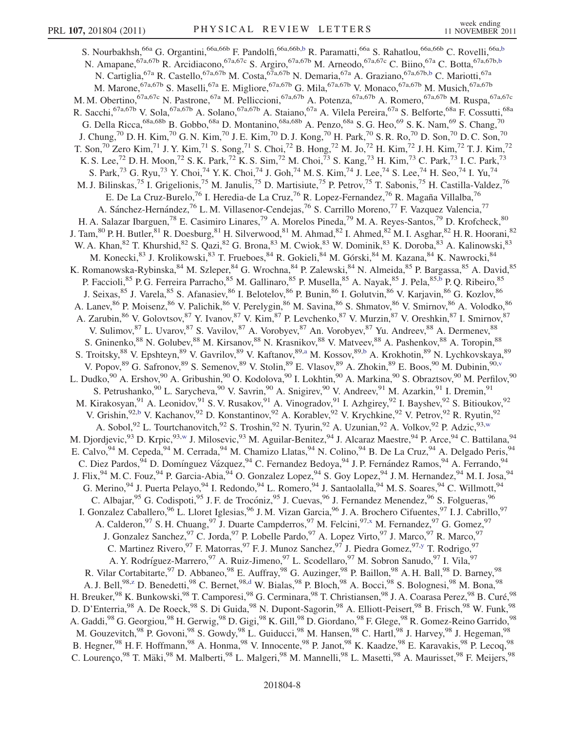S. Nourbakhsh,[66a] G. Organtini,[66a,66b] F. Pandolfi,[66a,66b,b] R. Paramatti,[66a] S. Rahatlou,[66a,66b] C. Rovelli,[66a,b] N. Amapane,[67a,67b] R. Arcidiacono,[67a,67c] S. Argiro,[67a,67b] M. Arneodo,[67a,67c] C. Biino,[67a] C. Botta,[67a,67b,b] N. Cartiglia,[67a] R. Castello,[67a,67b] M. Costa,[67a,67b] N. Demaria,[67a] A. Graziano,[67a,67b,b] C. Mariotti,[67a] M. Marone,[67a,67b] S. Maselli,[67a] E. Migliore,[67a,67b] G. Mila,[67a,67b] V. Monaco,[67a,67b] M. Musich,[67a,67b] M. M. Obertino,[67a,67c] N. Pastrone,[67a] M. Pelliccioni,[67a,67b] A. Potenza,[67a,67b] A. Romero,[67a,67b] M. Ruspa,[67a,67c] R. Sacchi,[67a,67b] V. Sola,[67a,67b] A. Solano,[67a,67b] A. Staiano,[67a] A. Vilela Pereira,[67a] S. Belforte,[68a] F. Cossutti,[68a] G. Della Ricca,[68a,68b] B. Gobbo,[68a] D. Montanino,[68a,68b] A. Penzo,[68a] S. G. Heo,[69] S. K. Nam,[69] S. Chang,[70] J. Chung,[70] D. H. Kim,[70] G. N. Kim,[70] J. E. Kim,[70] D. J. Kong,[70] H. Park,[70] S. R. Ro,[70] D. Son,[70] D. C. Son,[70] T. Son,[70] Zero Kim,[71] J. Y. Kim,[71] S. Song,[71] S. Choi,[72] B. Hong,[72] M. Jo,[72] H. Kim,[72] J. H. Kim,[72] T. J. Kim,[72] K. S. Lee,[72] D. H. Moon,[72] S. K. Park,[72] K. S. Sim,[72] M. Choi,[73] S. Kang,[73] H. Kim,[73] C. Park,[73] I. C. Park,[73] S. Park,[73] G. Ryu,[73] Y. Choi,[74] Y. K. Choi,[74] J. Goh,[74] M. S. Kim,[74] J. Lee,[74] S. Lee,[74] H. Seo,[74] I. Yu,[74] M. J. Bilinskas,[75] I. Grigelionis,[75] M. Janulis,[75] D. Martisiute,[75] P. Petrov,[75] T. Sabonis,[75] H. Castilla-Valdez,[76] E. De La Cruz-Burelo,[76] I. Heredia-de La Cruz,[76] R. Lopez-Fernandez,[76] R. Magaña Villalba,[76] A. Sánchez-Hernández,[76] L. M. Villasenor-Cendejas,[76] S. Carrillo Moreno,[77] F. Vazquez Valencia,[77] H. A. Salazar Ibarguen,[78] E. Casimiro Linares,[79] A. Morelos Pineda,[79] M. A. Reyes-Santos,[79] D. Krofcheck,[80] J. Tam,[80] P. H. Butler,[81] R. Doesburg,[81] H. Silverwood,[81] M. Ahmad,[82] I. Ahmed,[82] M. I. Asghar,[82] H. R. Hoorani,[82] W. A. Khan,[82] T. Khurshid,[82] S. Qazi,[82] G. Brona,[83] M. Cwiok,[83] W. Dominik,[83] K. Doroba,[83] A. Kalinowski,[83] M. Konecki,[83] J. Krolikowski,[83] T. Frueboes,[84] R. Gokieli,[84] M. Górski,[84] M. Kazana,[84] K. Nawrocki,[84] K. Romanowska-Rybinska,[84] M. Szleper,[84] G. Wrochna,[84] P. Zalewski,[84] N. Almeida,[85] P. Bargassa,[85] A. David,[85] P. Faccioli,[85] P. G. Ferreira Parracho,[85] M. Gallinaro,[85] P. Musella,[85] A. Nayak,[85] J. Pela,[85,b] P. Q. Ribeiro,[85] J. Seixas,[85] J. Varela,[85] S. Afanasiev,[86] I. Belotelov,[86] P. Bunin,[86] I. Golutvin,[86] V. Karjavin,[86] G. Kozlov,[86] A. Lanev,[86] P. Moisenz,[86] V. Palichik,[86] V. Perelygin,[86] M. Savina,[86] S. Shmatov,[86] V. Smirnov,[86] A. Volodko,[86] A. Zarubin,[86] V. Golovtsov,[87] Y. Ivanov,[87] V. Kim,[87] P. Levchenko,[87] V. Murzin,[87] V. Oreshkin,[87] I. Smirnov,[87] V. Sulimov,[87] L. Uvarov,[87] S. Vavilov,[87] A. Vorobyev,[87] An. Vorobyev,[87] Yu. Andreev,[88] A. Dermenev,[88] S. Gninenko,[88] N. Golubev,[88] M. Kirsanov,[88] N. Krasnikov,[88] V. Matveev,[88] A. Pashenkov,[88] A. Toropin,[88] S. Troitsky,[88] V. Epshteyn,[89] V. Gavrilov,[89] V. Kaftanov,[89,a] M. Kossov,[89,b] A. Krokhotin,[89] N. Lychkovskaya,[89] V. Popov,[89] G. Safronov,[89] S. Semenov,[89] V. Stolin,[89] E. Vlasov,[89] A. Zhokin,[89] E. Boos,[90] M. Dubinin,[90,v] L. Dudko,[90] A. Ershov,[90] A. Gribushin,[90] O. Kodolova,[90] I. Lokhtin,[90] A. Markina,[90] S. Obraztsov,[90] M. Perfilov,[90] S. Petrushanko,[90] L. Sarycheva,[90] V. Savrin,[90] A. Snigirev,[90] V. Andreev,[91] M. Azarkin,[91] I. Dremin,[91] M. Kirakosyan,[91] A. Leonidov,[91] S. V. Rusakov,[91] A. Vinogradov,[91] I. Azhgirey,[92] I. Bayshev,[92] S. Bitioukov,[92] V. Grishin,[92,b] V. Kachanov,[92] D. Konstantinov,[92] A. Korablev,[92] V. Krychkine,[92] V. Petrov,[92] R. Ryutin,[92] A. Sobol,[92] L. Tourtchanovitch,[92] S. Troshin,[92] N. Tyurin,[92] A. Uzunian,[92] A. Volkov,[92] P. Adzic,[93,w] M. Djordjevic,[93] D. Krpic,[93,w] J. Milosevic,[93] M. Aguilar-Benitez,[94] J. Alcaraz Maestre,[94] P. Arce,[94] C. Battilana,[94] E. Calvo,[94] M. Cepeda,[94] M. Cerrada,[94] M. Chamizo Llatas,[94] N. Colino,[94] B. De La Cruz,[94] A. Delgado Peris,[94] C. Diez Pardos,[94] D. Domínguez Vázquez,[94] C. Fernandez Bedoya,[94] J. P. Fernández Ramos,[94] A. Ferrando,[94] J. Flix,[94] M. C. Fouz,[94] P. Garcia-Abia,[94] O. Gonzalez Lopez,[94] S. Goy Lopez,[94] J. M. Hernandez,[94] M. I. Josa,[94] G. Merino,[94] J. Puerta Pelayo,[94] I. Redondo,[94] L. Romero,[94] J. Santaolalla,[94] M. S. Soares,[94] C. Willmott,[94] C. Albajar,[95] G. Codispoti,[95] J. F. de Trocóniz,[95] J. Cuevas,[96] J. Fernandez Menendez,[96] S. Folgueras,[96] I. Gonzalez Caballero,[96] L. Lloret Iglesias,[96] J. M. Vizan Garcia,[96] J. A. Brochero Cifuentes,[97] I. J. Cabrillo,[97] A. Calderon,[97] S. H. Chuang,[97] J. Duarte Campderros,[97] M. Felcini,[97,x] M. Fernandez,[97] G. Gomez,[97] J. Gonzalez Sanchez,[97] C. Jorda,[97] P. Lobelle Pardo,[97] A. Lopez Virto,[97] J. Marco,[97] R. Marco,[97] C. Martinez Rivero,[97] F. Matorras,[97] F. J. Munoz Sanchez,[97] J. Piedra Gomez,[97,y] T. Rodrigo,[97] A. Y. Rodríguez-Marrero,[97] A. Ruiz-Jimeno,[97] L. Scodellaro,[97] M. Sobron Sanudo,[97] I. Vila,[97] R. Vilar Cortabitarte,[97] D. Abbaneo,[98] E. Auffray,[98] G. Auzinger,[98] P. Baillon,[98] A. H. Ball,[98] D. Barney,[98] A. J. Bell,[98,z] D. Benedetti,[98] C. Bernet,[98,d] W. Bialas,[98] P. Bloch,[98] A. Bocci,[98] S. Bolognesi,[98] M. Bona,[98] H. Breuker,[98] K. Bunkowski,[98] T. Camporesi,[98] G. Cerminara,[98] T. Christiansen,[98] J. A. Coarasa Perez,[98] B. Curé,[98] D. D'Enterria,[98] A. De Roeck,[98] S. Di Guida,[98] N. Dupont-Sagorin,[98] A. Elliott-Peisert,[98] B. Frisch,[98] W. Funk,[98] A. Gaddi,[98] G. Georgiou,[98] H. Gerwig,[98] D. Gigi,[98] K. Gill,[98] D. Giordano,[98] F. Glege,[98] R. Gomez-Reino Garrido,[98] M. Gouzevitch,[98] P. Govoni,[98] S. Gowdy,[98] L. Guiducci,[98] M. Hansen,[98] C. Hartl,[98] J. Harvey,[98] J. Hegeman,[98] B. Hegner,[98] H. F. Hoffmann,[98] A. Honma,[98] V. Innocente,[98] P. Janot,[98] K. Kaadze,[98] E. Karavakis,[98] P. Lecoq,[98] C. Lourenço,[98] T. Mäki,[98] M. Malberti,[98] L. Malgeri,[98] M. Mannelli,[98] L. Masetti,[98] A. Maurisset,[98] F. Meijers,[98]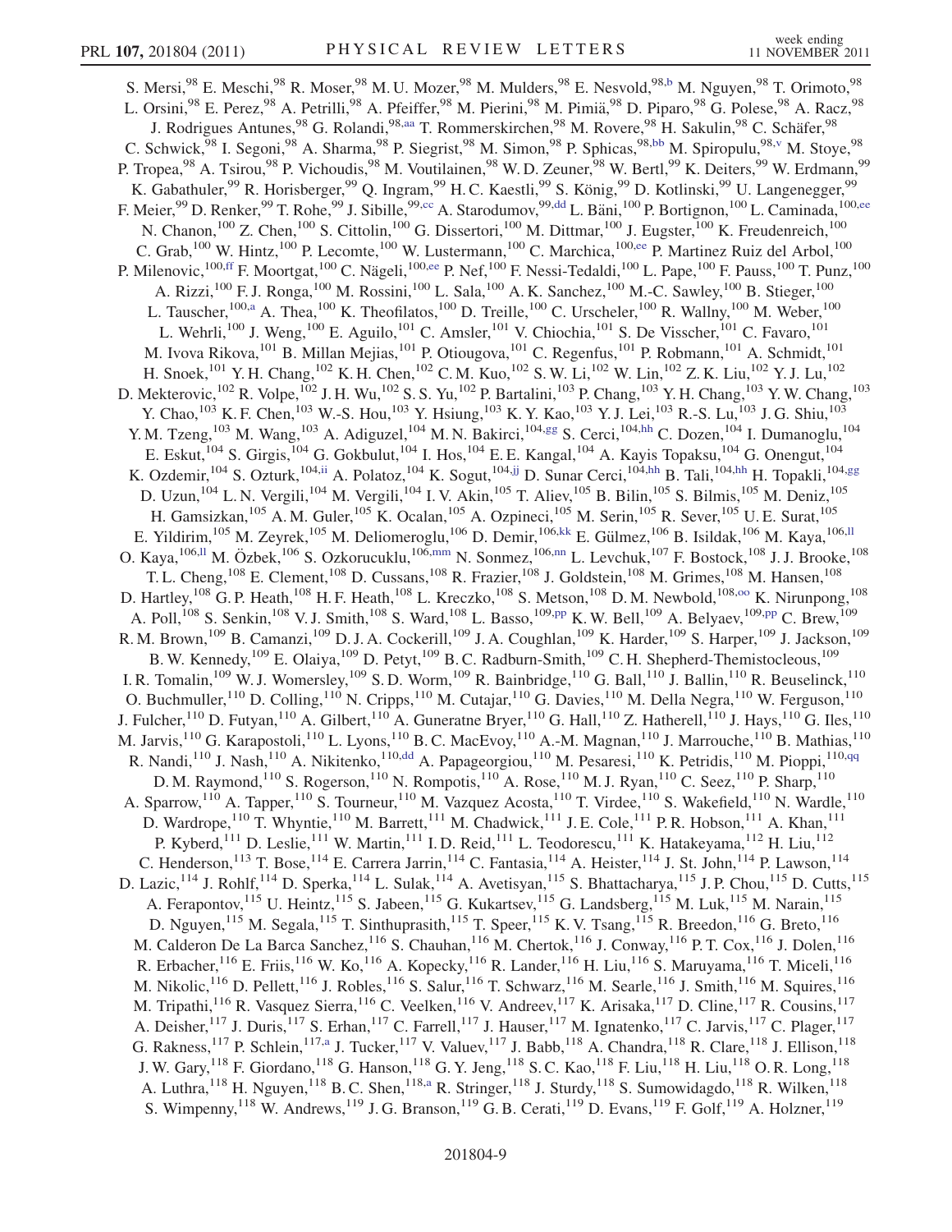S. Mersi,[98] E. Meschi,[98] R. Moser,[98] M. U. Mozer,[98] M. Mulders,[98] E. Nesvold,[98,b] M. Nguyen,[98] T. Orimoto,[98] L. Orsini,[98] E. Perez,[98] A. Petrilli,[98] A. Pfeiffer,[98] M. Pierini,[98] M. Pimiä,[98] D. Piparo,[98] G. Polese,[98] A. Racz,[98] J. Rodrigues Antunes,[98] G. Rolandi,[98,aa] T. Rommerskirchen,[98] M. Rovere,[98] H. Sakulin,[98] C. Schäfer,[98] C. Schwick,[98] I. Segoni,[98] A. Sharma,[98] P. Siegrist,[98] M. Simon,[98] P. Sphicas,[98,bb] M. Spiropulu,[98,v] M. Stoye,[98] P. Tropea,[98] A. Tsirou,[98] P. Vichoudis,[98] M. Voutilainen,[98] W. D. Zeuner,[98] W. Bertl,[99] K. Deiters,[99] W. Erdmann,[99] K. Gabathuler,[99] R. Horisberger,[99] Q. Ingram,[99] H. C. Kaestli,[99] S. König,[99] D. Kotlinski,[99] U. Langenegger,[99] F. Meier,[99] D. Renker,[99] T. Rohe,[99] J. Sibille,[99,cc] A. Starodumov,[99,dd] L. Bäni,[100] P. Bortignon,[100] L. Caminada,[100,ee] N. Chanon,[100] Z. Chen,[100] S. Cittolin,[100] G. Dissertori,[100] M. Dittmar,[100] J. Eugster,[100] K. Freudenreich,[100] C. Grab,[100] W. Hintz,[100] P. Lecomte,[100] W. Lustermann,[100] C. Marchica,[100,ee] P. Martinez Ruiz del Arbol,[100] P. Milenovic,[100,ff] F. Moortgat,[100] C. Nägeli,[100,ee] P. Nef,[100] F. Nessi-Tedaldi,[100] L. Pape,[100] F. Pauss,[100] T. Punz,[100] A. Rizzi,[100] F. J. Ronga,[100] M. Rossini,[100] L. Sala,[100] A. K. Sanchez,[100] M.-C. Sawley,[100] B. Stieger,[100] L. Tauscher,[100,a] A. Thea,[100] K. Theofilatos,[100] D. Treille,[100] C. Urscheler,[100] R. Wallny,[100] M. Weber,[100] L. Wehrli,[100] J. Weng,[100] E. Aguilo,[101] C. Amsler,[101] V. Chiochia,[101] S. De Visscher,[101] C. Favaro,[101] M. Ivova Rikova,[101] B. Millan Mejias,[101] P. Otiougova,[101] C. Regenfus,[101] P. Robmann,[101] A. Schmidt,[101] H. Snoek,[101] Y. H. Chang,[102] K. H. Chen,[102] C. M. Kuo,[102] S. W. Li,[102] W. Lin,[102] Z. K. Liu,[102] Y. J. Lu,[102] D. Mekterovic,[102] R. Volpe,[102] J. H. Wu,[102] S. S. Yu,[102] P. Bartalini,[103] P. Chang,[103] Y. H. Chang,[103] Y. W. Chang,[103] Y. Chao,[103] K. F. Chen,[103] W.-S. Hou,[103] Y. Hsiung,[103] K. Y. Kao,[103] Y. J. Lei,[103] R.-S. Lu,[103] J. G. Shiu,[103] Y. M. Tzeng,[103] M. Wang,[103] A. Adiguzel,[104] M. N. Bakirci,[104,gg] S. Cerci,[104,hh] C. Dozen,[104] I. Dumanoglu,[104] E. Eskut,[104] S. Girgis,[104] G. Gokbulut,[104] I. Hos,[104] E. E. Kangal,[104] A. Kayis Topaksu,[104] G. Onengut,[104] K. Ozdemir,[104] S. Ozturk,[104,ii] A. Polatoz,[104] K. Sogut,[104,jj] D. Sunar Cerci,[104,hh] B. Tali,[104,hh] H. Topakli,[104,gg] D. Uzun,[104] L. N. Vergili,[104] M. Vergili,[104] I. V. Akin,[105] T. Aliev,[105] B. Bilin,[105] S. Bilmis,[105] M. Deniz,[105] H. Gamsizkan,[105] A. M. Guler,[105] K. Ocalan,[105] A. Ozpineci,[105] M. Serin,[105] R. Sever,[105] U. E. Surat,[105] E. Yildirim,[105] M. Zeyrek,[105] M. Deliomeroglu,[106] D. Demir,[106,kk] E. Gülmez,[106] B. Isildak,[106] M. Kaya,[106,ll] O. Kaya,[106,ll] M. Özbek,[106] S. Ozkorucuklu,[106,mm] N. Sonmez,[106,nn] L. Levchuk,[107] F. Bostock,[108] J. J. Brooke,[108] T. L. Cheng,[108] E. Clement,[108] D. Cussans,[108] R. Frazier,[108] J. Goldstein,[108] M. Grimes,[108] M. Hansen,[108] D. Hartley,[108] G. P. Heath,[108] H. F. Heath,[108] L. Kreczko,[108] S. Metson,[108] D. M. Newbold,[108,oo] K. Nirunpong,[108] A. Poll,[108] S. Senkin,[108] V. J. Smith,[108] S. Ward,[108] L. Basso,[109,pp] K. W. Bell,[109] A. Belyaev,[109,pp] C. Brew,[109] R. M. Brown,[109] B. Camanzi,[109] D. J. A. Cockerill,[109] J. A. Coughlan,[109] K. Harder,[109] S. Harper,[109] J. Jackson,[109] B. W. Kennedy,[109] E. Olaiya,[109] D. Petyt,[109] B. C. Radburn-Smith,[109] C. H. Shepherd-Themistocleous,[109] I. R. Tomalin,[109] W. J. Womersley,[109] S. D. Worm,[109] R. Bainbridge,[110] G. Ball,[110] J. Ballin,[110] R. Beuselinck,[110] O. Buchmuller,[110] D. Colling,[110] N. Cripps,[110] M. Cutajar,[110] G. Davies,[110] M. Della Negra,[110] W. Ferguson,[110] J. Fulcher,[110] D. Futyan,[110] A. Gilbert,[110] A. Guneratne Bryer,[110] G. Hall,[110] Z. Hatherell,[110] J. Hays,[110] G. Iles,[110] M. Jarvis,[110] G. Karapostoli,[110] L. Lyons,[110] B. C. MacEvoy,[110] A.-M. Magnan,[110] J. Marrouche,[110] B. Mathias,[110] R. Nandi,[110] J. Nash,[110] A. Nikitenko,[110,dd] A. Papageorgiou,[110] M. Pesaresi,[110] K. Petridis,[110] M. Pioppi,[110,qq] D. M. Raymond,[110] S. Rogerson,[110] N. Rompotis,[110] A. Rose,[110] M. J. Ryan,[110] C. Seez,[110] P. Sharp,[110] A. Sparrow,[110] A. Tapper,[110] S. Tourneur,[110] M. Vazquez Acosta,[110] T. Virdee,[110] S. Wakefield,[110] N. Wardle,[110] D. Wardrope,[110] T. Whyntie,[110] M. Barrett,[111] M. Chadwick,[111] J. E. Cole,[111] P. R. Hobson,[111] A. Khan,[111] P. Kyberd,[111] D. Leslie,[111] W. Martin,[111] I. D. Reid,[111] L. Teodorescu,[111] K. Hatakeyama,[112] H. Liu,[112] C. Henderson,[113] T. Bose,[114] E. Carrera Jarrin,[114] C. Fantasia,[114] A. Heister,[114] J. St. John,[114] P. Lawson,[114] D. Lazic,[114] J. Rohlf,[114] D. Sperka,[114] L. Sulak,[114] A. Avetisyan,[115] S. Bhattacharya,[115] J. P. Chou,[115] D. Cutts,[115] A. Ferapontov,[115] U. Heintz,[115] S. Jabeen,[115] G. Kukartsev,[115] G. Landsberg,[115] M. Luk,[115] M. Narain,[115] D. Nguyen,[115] M. Segala,[115] T. Sinthuprasith,[115] T. Speer,[115] K. V. Tsang,[115] R. Breedon,[116] G. Breto,[116] M. Calderon De La Barca Sanchez,[116] S. Chauhan,[116] M. Chertok,[116] J. Conway,[116] P. T. Cox,[116] J. Dolen,[116] R. Erbacher,[116] E. Friis,[116] W. Ko,[116] A. Kopecky,[116] R. Lander,[116] H. Liu,[116] S. Maruyama,[116] T. Miceli,[116] M. Nikolic,[116] D. Pellett,[116] J. Robles,[116] S. Salur,[116] T. Schwarz,[116] M. Searle,[116] J. Smith,[116] M. Squires,[116] M. Tripathi,[116] R. Vasquez Sierra,[116] C. Veelken,[116] V. Andreev,[117] K. Arisaka,[117] D. Cline,[117] R. Cousins,[117] A. Deisher,[117] J. Duris,[117] S. Erhan,[117] C. Farrell,[117] J. Hauser,[117] M. Ignatenko,[117] C. Jarvis,[117] C. Plager,[117] G. Rakness,[117] P. Schlein,[117,a] J. Tucker,[117] V. Valuev,[117] J. Babb,[118] A. Chandra,[118] R. Clare,[118] J. Ellison,[118] J. W. Gary,[118] F. Giordano,[118] G. Hanson,[118] G. Y. Jeng,[118] S. C. Kao,[118] F. Liu,[118] H. Liu,[118] O. R. Long,[118] A. Luthra,[118] H. Nguyen,[118] B. C. Shen,[118,a] R. Stringer,[118] J. Sturdy,[118] S. Sumowidagdo,[118] R. Wilken,[118] S. Wimpenny,[118] W. Andrews,[119] J. G. Branson,[119] G. B. Cerati,[119] D. Evans,[119] F. Golf,[119] A. Holzner,[119]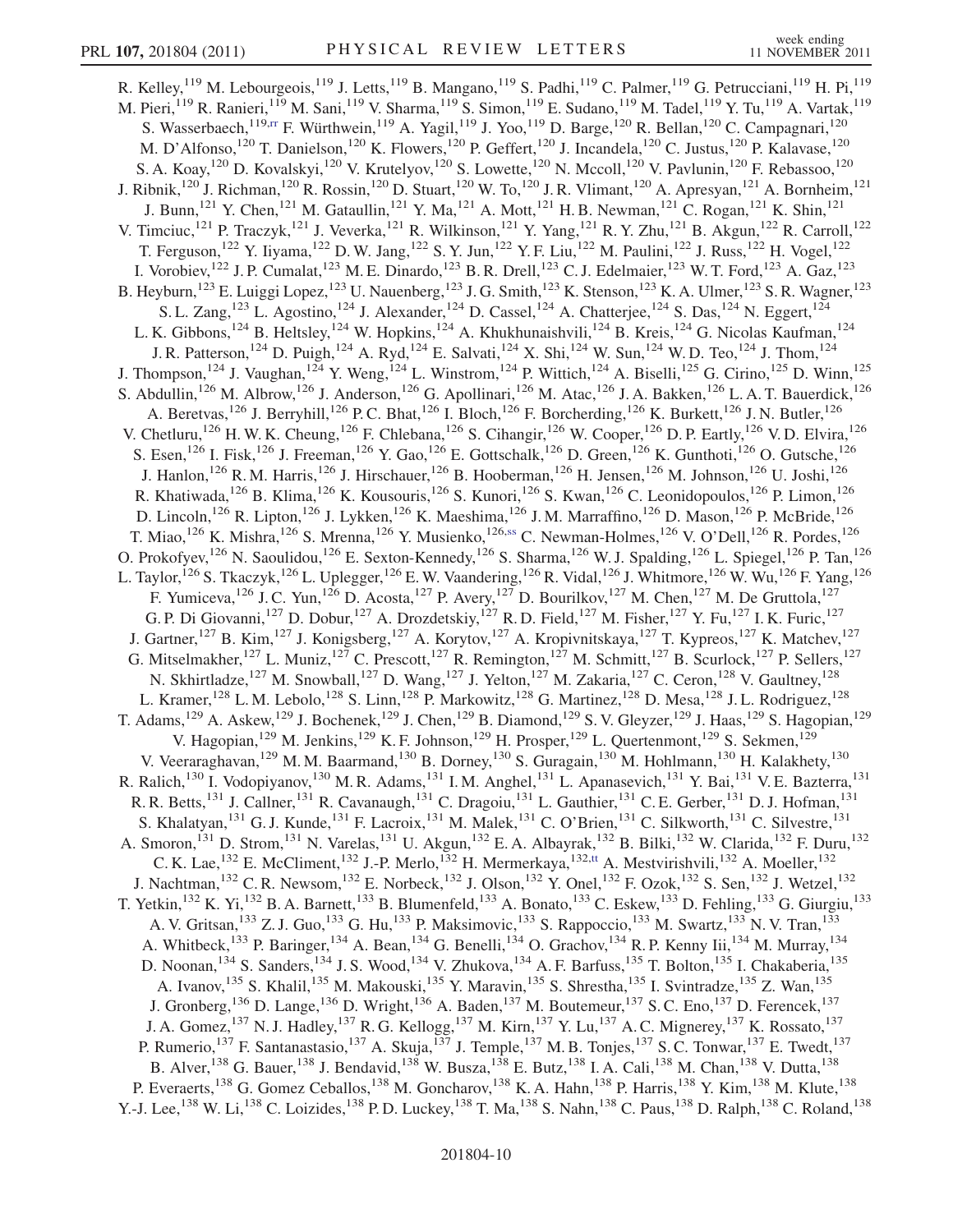R. Kelley,[119] M. Lebourgeois,[119] J. Letts,[119] B. Mangano,[119] S. Padhi,[119] C. Palmer,[119] G. Petrucciani,[119] H. Pi,[119] M. Pieri,[119] R. Ranieri,[119] M. Sani,[119] V. Sharma,[119] S. Simon,[119] E. Sudano,[119] M. Tadel,[119] Y. Tu,[119] A. Vartak,[119] S. Wasserbaech,[119,rr] F. Würthwein,[119] A. Yagil,[119] J. Yoo,[119] D. Barge,[120] R. Bellan,[120] C. Campagnari,[120] M. D'Alfonso,[120] T. Danielson,[120] K. Flowers,[120] P. Geffert,[120] J. Incandela,[120] C. Justus,[120] P. Kalavase,[120] S. A. Koay,[120] D. Kovalskyi,[120] V. Krutelyov,[120] S. Lowette,[120] N. Mccoll,[120] V. Pavlunin,[120] F. Rebassoo,[120] J. Ribnik,[120] J. Richman,[120] R. Rossin,[120] D. Stuart,[120] W. To,[120] J. R. Vlimant,[120] A. Apresyan,[121] A. Bornheim,[121] J. Bunn,[121] Y. Chen,[121] M. Gataullin,[121] Y. Ma,[121] A. Mott,[121] H. B. Newman,[121] C. Rogan,[121] K. Shin,[121] V. Timciuc,[121] P. Traczyk,[121] J. Veverka,[121] R. Wilkinson,[121] Y. Yang,[121] R. Y. Zhu,[121] B. Akgun,[122] R. Carroll,[122] T. Ferguson,[122] Y. Iiyama,[122] D. W. Jang,[122] S. Y. Jun,[122] Y. F. Liu,[122] M. Paulini,[122] J. Russ,[122] H. Vogel,[122] I. Vorobiev,[122] J. P. Cumalat,[123] M. E. Dinardo,[123] B. R. Drell,[123] C. J. Edelmaier,[123] W. T. Ford,[123] A. Gaz,[123] B. Heyburn,[123] E. Luiggi Lopez,[123] U. Nauenberg,[123] J. G. Smith,[123] K. Stenson,[123] K. A. Ulmer,[123] S. R. Wagner,[123] S. L. Zang,[123] L. Agostino,[124] J. Alexander,[124] D. Cassel,[124] A. Chatterjee,[124] S. Das,[124] N. Eggert,[124] L. K. Gibbons,[124] B. Heltsley,[124] W. Hopkins,[124] A. Khukhunaishvili,[124] B. Kreis,[124] G. Nicolas Kaufman,[124] J. R. Patterson,[124] D. Puigh,[124] A. Ryd,[124] E. Salvati,[124] X. Shi,[124] W. Sun,[124] W. D. Teo,[124] J. Thom,[124] J. Thompson,[124] J. Vaughan,[124] Y. Weng,[124] L. Winstrom,[124] P. Wittich,[124] A. Biselli,[125] G. Cirino,[125] D. Winn,[125] S. Abdullin,[126] M. Albrow,[126] J. Anderson,[126] G. Apollinari,[126] M. Atac,[126] J. A. Bakken,[126] L. A. T. Bauerdick,[126] A. Beretvas,[126] J. Berryhill,[126] P. C. Bhat,[126] I. Bloch,[126] F. Borcherding,[126] K. Burkett,[126] J. N. Butler,[126] V. Chetluru,[126] H. W. K. Cheung,[126] F. Chlebana,[126] S. Cihangir,[126] W. Cooper,[126] D. P. Eartly,[126] V. D. Elvira,[126] S. Esen,[126] I. Fisk,[126] J. Freeman,[126] Y. Gao,[126] E. Gottschalk,[126] D. Green,[126] K. Gunthoti,[126] O. Gutsche,[126] J. Hanlon,[126] R. M. Harris,[126] J. Hirschauer,[126] B. Hooberman,[126] H. Jensen,[126] M. Johnson,[126] U. Joshi,[126] R. Khatiwada,[126] B. Klima,[126] K. Kousouris,[126] S. Kunori,[126] S. Kwan,[126] C. Leonidopoulos,[126] P. Limon,[126] D. Lincoln,[126] R. Lipton,[126] J. Lykken,[126] K. Maeshima,[126] J. M. Marraffino,[126] D. Mason,[126] P. McBride,[126] T. Miao,[126] K. Mishra,[126] S. Mrenna,[126] Y. Musienko,[126,ss] C. Newman-Holmes,[126] V. O'Dell,[126] R. Pordes,[126] O. Prokofyev,[126] N. Saoulidou,[126] E. Sexton-Kennedy,[126] S. Sharma,[126] W. J. Spalding,[126] L. Spiegel,[126] P. Tan,[126] L. Taylor,[126] S. Tkaczyk,[126] L. Uplegger,[126] E. W. Vaandering,[126] R. Vidal,[126] J. Whitmore,[126] W. Wu,[126] F. Yang,[126] F. Yumiceva,[126] J. C. Yun,[126] D. Acosta,[127] P. Avery,[127] D. Bourilkov,[127] M. Chen,[127] M. De Gruttola,[127] G. P. Di Giovanni,[127] D. Dobur,[127] A. Drozdetskiy,[127] R. D. Field,[127] M. Fisher,[127] Y. Fu,[127] I. K. Furic,[127] J. Gartner,[127] B. Kim,[127] J. Konigsberg,[127] A. Korytov,[127] A. Kropivnitskaya,[127] T. Kypreos,[127] K. Matchev,[127] G. Mitselmakher,[127] L. Muniz,[127] C. Prescott,[127] R. Remington,[127] M. Schmitt,[127] B. Scurlock,[127] P. Sellers,[127] N. Skhirtladze,[127] M. Snowball,[127] D. Wang,[127] J. Yelton,[127] M. Zakaria,[127] C. Ceron,[128] V. Gaultney,[128] L. Kramer,[128] L. M. Lebolo,[128] S. Linn,[128] P. Markowitz,[128] G. Martinez,[128] D. Mesa,[128] J. L. Rodriguez,[128] T. Adams,[129] A. Askew,[129] J. Bochenek,[129] J. Chen,[129] B. Diamond,[129] S. V. Gleyzer,[129] J. Haas,[129] S. Hagopian,[129] V. Hagopian,[129] M. Jenkins,[129] K. F. Johnson,[129] H. Prosper,[129] L. Quertenmont,[129] S. Sekmen,[129] V. Veeraraghavan,[129] M. M. Baarmand,[130] B. Dorney,[130] S. Guragain,[130] M. Hohlmann,[130] H. Kalakhety,[130] R. Ralich,[130] I. Vodopiyanov,[130] M. R. Adams,[131] I. M. Anghel,[131] L. Apanasevich,[131] Y. Bai,[131] V. E. Bazterra,[131] R. R. Betts,[131] J. Callner,[131] R. Cavanaugh,[131] C. Dragoiu,[131] L. Gauthier,[131] C. E. Gerber,[131] D. J. Hofman,[131] S. Khalatyan,[131] G. J. Kunde,[131] F. Lacroix,[131] M. Malek,[131] C. O'Brien,[131] C. Silkworth,[131] C. Silvestre,[131] A. Smoron,[131] D. Strom,[131] N. Varelas,[131] U. Akgun,[132] E. A. Albayrak,[132] B. Bilki,[132] W. Clarida,[132] F. Duru,[132] C. K. Lae,[132] E. McCliment,[132] J.-P. Merlo,[132] H. Mermerkaya,[132,tt] A. Mestvirishvili,[132] A. Moeller,[132] J. Nachtman,[132] C. R. Newsom,[132] E. Norbeck,[132] J. Olson,[132] Y. Onel,[132] F. Ozok,[132] S. Sen,[132] J. Wetzel,[132] T. Yetkin,[132] K. Yi,[132] B. A. Barnett,[133] B. Blumenfeld,[133] A. Bonato,[133] C. Eskew,[133] D. Fehling,[133] G. Giurgiu,[133] A. V. Gritsan,[133] Z. J. Guo,[133] G. Hu,[133] P. Maksimovic,[133] S. Rappoccio,[133] M. Swartz,[133] N. V. Tran,[133] A. Whitbeck,[133] P. Baringer,[134] A. Bean,[134] G. Benelli,[134] O. Grachov,[134] R. P. Kenny Iii,[134] M. Murray,[134] D. Noonan,[134] S. Sanders,[134] J. S. Wood,[134] V. Zhukova,[134] A. F. Barfuss,[135] T. Bolton,[135] I. Chakaberia,[135] A. Ivanov,[135] S. Khalil,[135] M. Makouski,[135] Y. Maravin,[135] S. Shrestha,[135] I. Svintradze,[135] Z. Wan,[135] J. Gronberg,[136] D. Lange,[136] D. Wright,[136] A. Baden,[137] M. Boutemeur,[137] S. C. Eno,[137] D. Ferencek,[137] J. A. Gomez,[137] N. J. Hadley,[137] R. G. Kellogg,[137] M. Kirn,[137] Y. Lu,[137] A. C. Mignerey,[137] K. Rossato,[137] P. Rumerio,[137] F. Santanastasio,[137] A. Skuja,[137] J. Temple,[137] M. B. Tonjes,[137] S. C. Tonwar,[137] E. Twedt,[137] B. Alver,[138] G. Bauer,[138] J. Bendavid,[138] W. Busza,[138] E. Butz,[138] I. A. Cali,[138] M. Chan,[138] V. Dutta,[138] P. Everaerts,[138] G. Gomez Ceballos,[138] M. Goncharov,[138] K. A. Hahn,[138] P. Harris,[138] Y. Kim,[138] M. Klute,[138] Y.-J. Lee,[138] W. Li,[138] C. Loizides,[138] P. D. Luckey,[138] T. Ma,[138] S. Nahn,[138] C. Paus,[138] D. Ralph,[138] C. Roland,[138]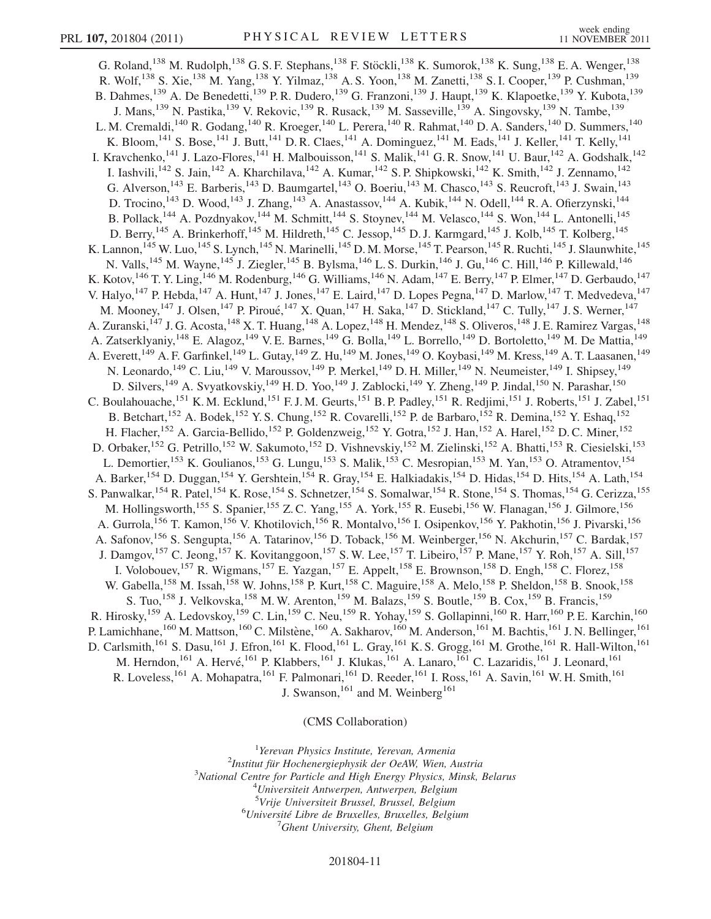G. Roland,[138] M. Rudolph,[138] G. S. F. Stephans,[138] F. Stöckli,[138] K. Sumorok,[138] K. Sung,[138] E. A. Wenger,[138] R. Wolf,[138] S. Xie,[138] M. Yang,[138] Y. Yilmaz,[138] A. S. Yoon,[138] M. Zanetti,[138] S. I. Cooper,[139] P. Cushman,[139] B. Dahmes,[139] A. De Benedetti,[139] P. R. Dudero,[139] G. Franzoni,[139] J. Haupt,[139] K. Klapoetke,[139] Y. Kubota,[139] J. Mans,[139] N. Pastika,[139] V. Rekovic,[139] R. Rusack,[139] M. Sasseville,[139] A. Singovsky,[139] N. Tambe,[139] L. M. Cremaldi,[140] R. Godang,[140] R. Kroeger,[140] L. Perera,[140] R. Rahmat,[140] D. A. Sanders,[140] D. Summers,[140] K. Bloom,[141] S. Bose,[141] J. Butt,[141] D. R. Claes,[141] A. Dominguez,[141] M. Eads,[141] J. Keller,[141] T. Kelly,[141] I. Kravchenko,[141] J. Lazo-Flores,[141] H. Malbouisson,[141] S. Malik,[141] G. R. Snow,[141] U. Baur,[142] A. Godshalk,[142] I. Iashvili,[142] S. Jain,[142] A. Kharchilava,[142] A. Kumar,[142] S. P. Shipkowski,[142] K. Smith,[142] J. Zennamo,[142] G. Alverson,[143] E. Barberis,[143] D. Baumgartel,[143] O. Boeriu,[143] M. Chasco,[143] S. Reucroft,[143] J. Swain,[143] D. Trocino,[143] D. Wood,[143] J. Zhang,[143] A. Anastassov,[144] A. Kubik,[144] N. Odell,[144] R. A. Ofierzynski,[144] B. Pollack,[144] A. Pozdnyakov,[144] M. Schmitt,[144] S. Stoynev,[144] M. Velasco,[144] S. Won,[144] L. Antonelli,[145] D. Berry,[145] A. Brinkerhoff,[145] M. Hildreth,[145] C. Jessop,[145] D. J. Karmgard,[145] J. Kolb,[145] T. Kolberg,[145] K. Lannon,[145] W. Luo,[145] S. Lynch,[145] N. Marinelli,[145] D. M. Morse,[145] T. Pearson,[145] R. Ruchti,[145] J. Slaunwhite,[145] N. Valls,[145] M. Wayne,[145] J. Ziegler,[145] B. Bylsma,[146] L. S. Durkin,[146] J. Gu,[146] C. Hill,[146] P. Killewald,[146] K. Kotov,[146] T. Y. Ling,[146] M. Rodenburg,[146] G. Williams,[146] N. Adam,[147] E. Berry,[147] P. Elmer,[147] D. Gerbaudo,[147] V. Halyo,[147] P. Hebda,[147] A. Hunt,[147] J. Jones,[147] E. Laird,[147] D. Lopes Pegna,[147] D. Marlow,[147] T. Medvedeva,[147] M. Mooney,[147] J. Olsen,[147] P. Piroué,[147] X. Quan,[147] H. Saka,[147] D. Stickland,[147] C. Tully,[147] J. S. Werner,[147] A. Zuranski,[147] J. G. Acosta,[148] X. T. Huang,[148] A. Lopez,[148] H. Mendez,[148] S. Oliveros,[148] J. E. Ramirez Vargas,[148] A. Zatserklyaniy,[148] E. Alagoz,[149] V. E. Barnes,[149] G. Bolla,[149] L. Borrello,[149] D. Bortoletto,[149] M. De Mattia,[149] A. Everett,[149] A. F. Garfinkel,[149] L. Gutay,[149] Z. Hu,[149] M. Jones,[149] O. Koybasi,[149] M. Kress,[149] A. T. Laasanen,[149] N. Leonardo,[149] C. Liu,[149] V. Maroussov,[149] P. Merkel,[149] D. H. Miller,[149] N. Neumeister,[149] I. Shipsey,[149] D. Silvers,[149] A. Svyatkovskiy,[149] H. D. Yoo,[149] J. Zablocki,[149] Y. Zheng,[149] P. Jindal,[150] N. Parashar,[150] C. Boulahouache,[151] K. M. Ecklund,[151] F. J. M. Geurts,[151] B. P. Padley,[151] R. Redjimi,[151] J. Roberts,[151] J. Zabel,[151] B. Betchart,[152] A. Bodek,[152] Y. S. Chung,[152] R. Covarelli,[152] P. de Barbaro,[152] R. Demina,[152] Y. Eshaq,[152] H. Flacher,[152] A. Garcia-Bellido,[152] P. Goldenzweig,[152] Y. Gotra,[152] J. Han,[152] A. Harel,[152] D. C. Miner,[152] D. Orbaker,[152] G. Petrillo,[152] W. Sakumoto,[152] D. Vishnevskiy,[152] M. Zielinski,[152] A. Bhatti,[153] R. Ciesielski,[153] L. Demortier,[153] K. Goulianos,[153] G. Lungu,[153] S. Malik,[153] C. Mesropian,[153] M. Yan,[153] O. Atramentov,[154] A. Barker,[154] D. Duggan,[154] Y. Gershtein,[154] R. Gray,[154] E. Halkiadakis,[154] D. Hidas,[154] D. Hits,[154] A. Lath,[154] S. Panwalkar,[154] R. Patel,[154] K. Rose,[154] S. Schnetzer,[154] S. Somalwar,[154] R. Stone,[154] S. Thomas,[154] G. Cerizza,[155] M. Hollingsworth,[155] S. Spanier,[155] Z. C. Yang,[155] A. York,[155] R. Eusebi,[156] W. Flanagan,[156] J. Gilmore,[156] A. Gurrola,[156] T. Kamon,[156] V. Khotilovich,[156] R. Montalvo,[156] I. Osipenkov,[156] Y. Pakhotin,[156] J. Pivarski,[156] A. Safonov,[156] S. Sengupta,[156] A. Tatarinov,[156] D. Toback,[156] M. Weinberger,[156] N. Akchurin,[157] C. Bardak,[157] J. Damgov,[157] C. Jeong,[157] K. Kovitanggoon,[157] S. W. Lee,[157] T. Libeiro,[157] P. Mane,[157] Y. Roh,[157] A. Sill,[157] I. Volobouev,[157] R. Wigmans,[157] E. Yazgan,[157] E. Appelt,[158] E. Brownson,[158] D. Engh,[158] C. Florez,[158] W. Gabella,[158] M. Issah,[158] W. Johns,[158] P. Kurt,[158] C. Maguire,[158] A. Melo,[158] P. Sheldon,[158] B. Snook,[158] S. Tuo,[158] J. Velkovska,[158] M. W. Arenton,[159] M. Balazs,[159] S. Boutle,[159] B. Cox,[159] B. Francis,[159] R. Hirosky,[159] A. Ledovskoy,[159] C. Lin,[159] C. Neu,[159] R. Yohay,[159] S. Gollapinni,[160] R. Harr,[160] P. E. Karchin,[160] P. Lamichhane,[160] M. Mattson,[160] C. Milstène,[160] A. Sakharov,[160] M. Anderson,[161] M. Bachtis,[161] J. N. Bellinger,[161] D. Carlsmith,[161] S. Dasu,[161] J. Efron,[161] K. Flood,[161] L. Gray,[161] K. S. Grogg,[161] M. Grothe,[161] R. Hall-Wilton,[161] M. Herndon,[161] A. Hervé,[161] P. Klabbers,[161] J. Klukas,[161] A. Lanaro,[161] C. Lazaridis,[161] J. Leonard,[161] R. Loveless,[161] A. Mohapatra,[161] F. Palmonari,[161] D. Reeder,[161] I. Ross,[161] A. Savin,[161] W. H. Smith,[161] J. Swanson,[161] and M. Weinberg[161]

(CMS Collaboration)

[1]*Yerevan Physics Institute, Yerevan, Armenia*
[2]*Institut für Hochenergiephysik der OeAW, Wien, Austria*
[3]*National Centre for Particle and High Energy Physics, Minsk, Belarus*
[4]*Universiteit Antwerpen, Antwerpen, Belgium*
[5]*Vrije Universiteit Brussel, Brussel, Belgium*
[6]*Université Libre de Bruxelles, Bruxelles, Belgium*
[7]*Ghent University, Ghent, Belgium*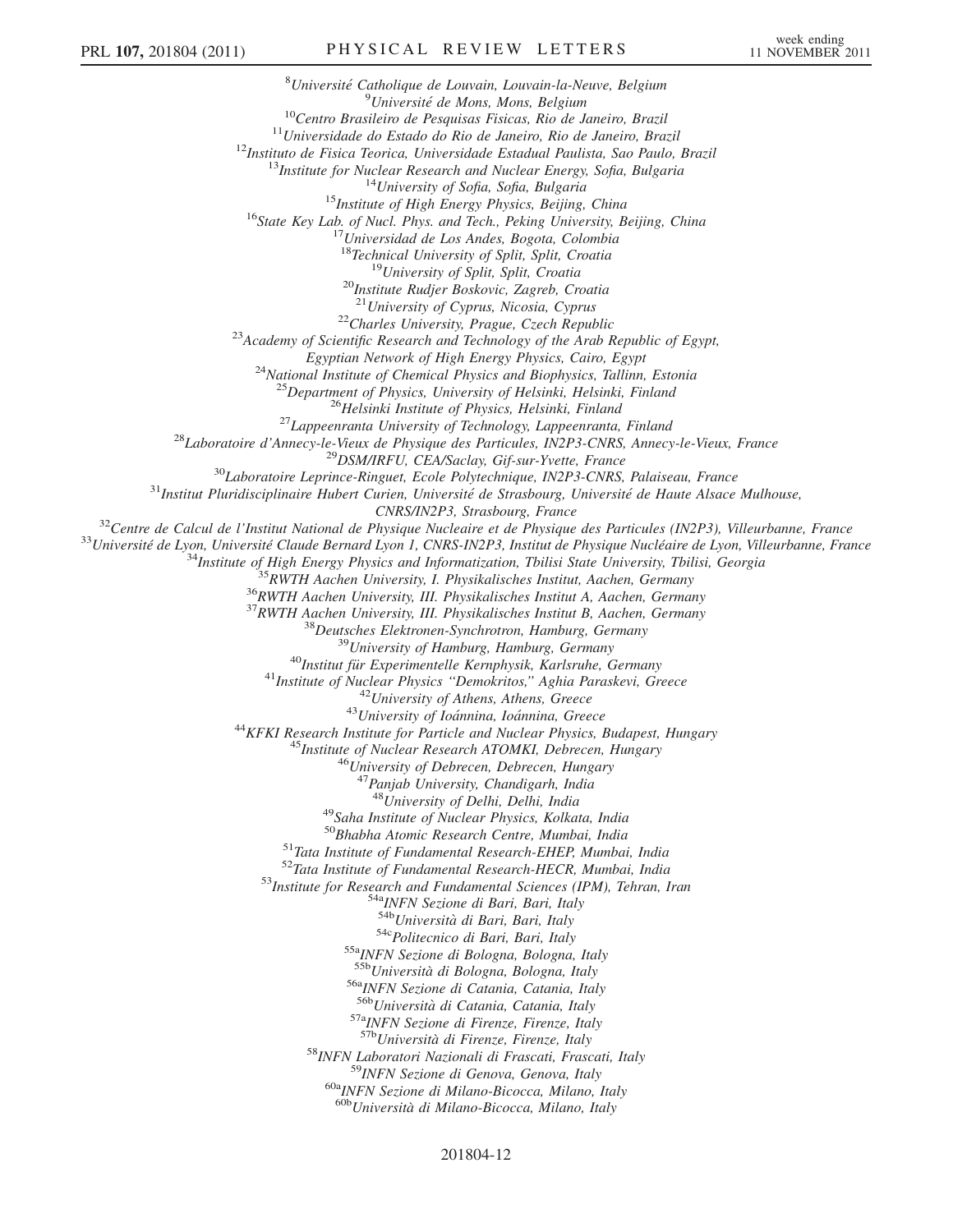[8]Université Catholique de Louvain, Louvain-la-Neuve, Belgium
[9]Université de Mons, Mons, Belgium
[10]Centro Brasileiro de Pesquisas Fisicas, Rio de Janeiro, Brazil
[11]Universidade do Estado do Rio de Janeiro, Rio de Janeiro, Brazil
[12]Instituto de Fisica Teorica, Universidade Estadual Paulista, Sao Paulo, Brazil
[13]Institute for Nuclear Research and Nuclear Energy, Sofia, Bulgaria
[14]University of Sofia, Sofia, Bulgaria
[15]Institute of High Energy Physics, Beijing, China
[16]State Key Lab. of Nucl. Phys. and Tech., Peking University, Beijing, China
[17]Universidad de Los Andes, Bogota, Colombia
[18]Technical University of Split, Split, Croatia
[19]University of Split, Split, Croatia
[20]Institute Rudjer Boskovic, Zagreb, Croatia
[21]University of Cyprus, Nicosia, Cyprus
[22]Charles University, Prague, Czech Republic
[23]Academy of Scientific Research and Technology of the Arab Republic of Egypt, Egyptian Network of High Energy Physics, Cairo, Egypt
[24]National Institute of Chemical Physics and Biophysics, Tallinn, Estonia
[25]Department of Physics, University of Helsinki, Helsinki, Finland
[26]Helsinki Institute of Physics, Helsinki, Finland
[27]Lappeenranta University of Technology, Lappeenranta, Finland
[28]Laboratoire d'Annecy-le-Vieux de Physique des Particules, IN2P3-CNRS, Annecy-le-Vieux, France
[29]DSM/IRFU, CEA/Saclay, Gif-sur-Yvette, France
[30]Laboratoire Leprince-Ringuet, Ecole Polytechnique, IN2P3-CNRS, Palaiseau, France
[31]Institut Pluridisciplinaire Hubert Curien, Université de Strasbourg, Université de Haute Alsace Mulhouse, CNRS/IN2P3, Strasbourg, France
[32]Centre de Calcul de l'Institut National de Physique Nucleaire et de Physique des Particules (IN2P3), Villeurbanne, France
[33]Université de Lyon, Université Claude Bernard Lyon 1, CNRS-IN2P3, Institut de Physique Nucléaire de Lyon, Villeurbanne, France
[34]Institute of High Energy Physics and Informatization, Tbilisi State University, Tbilisi, Georgia
[35]RWTH Aachen University, I. Physikalisches Institut, Aachen, Germany
[36]RWTH Aachen University, III. Physikalisches Institut A, Aachen, Germany
[37]RWTH Aachen University, III. Physikalisches Institut B, Aachen, Germany
[38]Deutsches Elektronen-Synchrotron, Hamburg, Germany
[39]University of Hamburg, Hamburg, Germany
[40]Institut für Experimentelle Kernphysik, Karlsruhe, Germany
[41]Institute of Nuclear Physics "Demokritos," Aghia Paraskevi, Greece
[42]University of Athens, Athens, Greece
[43]University of Ioánnina, Ioánnina, Greece
[44]KFKI Research Institute for Particle and Nuclear Physics, Budapest, Hungary
[45]Institute of Nuclear Research ATOMKI, Debrecen, Hungary
[46]University of Debrecen, Debrecen, Hungary
[47]Panjab University, Chandigarh, India
[48]University of Delhi, Delhi, India
[49]Saha Institute of Nuclear Physics, Kolkata, India
[50]Bhabha Atomic Research Centre, Mumbai, India
[51]Tata Institute of Fundamental Research-EHEP, Mumbai, India
[52]Tata Institute of Fundamental Research-HECR, Mumbai, India
[53]Institute for Research and Fundamental Sciences (IPM), Tehran, Iran
[54a]INFN Sezione di Bari, Bari, Italy
[54b]Università di Bari, Bari, Italy
[54c]Politecnico di Bari, Bari, Italy
[55a]INFN Sezione di Bologna, Bologna, Italy
[55b]Università di Bologna, Bologna, Italy
[56a]INFN Sezione di Catania, Catania, Italy
[56b]Università di Catania, Catania, Italy
[57a]INFN Sezione di Firenze, Firenze, Italy
[57b]Università di Firenze, Firenze, Italy
[58]INFN Laboratori Nazionali di Frascati, Frascati, Italy
[59]INFN Sezione di Genova, Genova, Italy
[60a]INFN Sezione di Milano-Bicocca, Milano, Italy
[60b]Università di Milano-Bicocca, Milano, Italy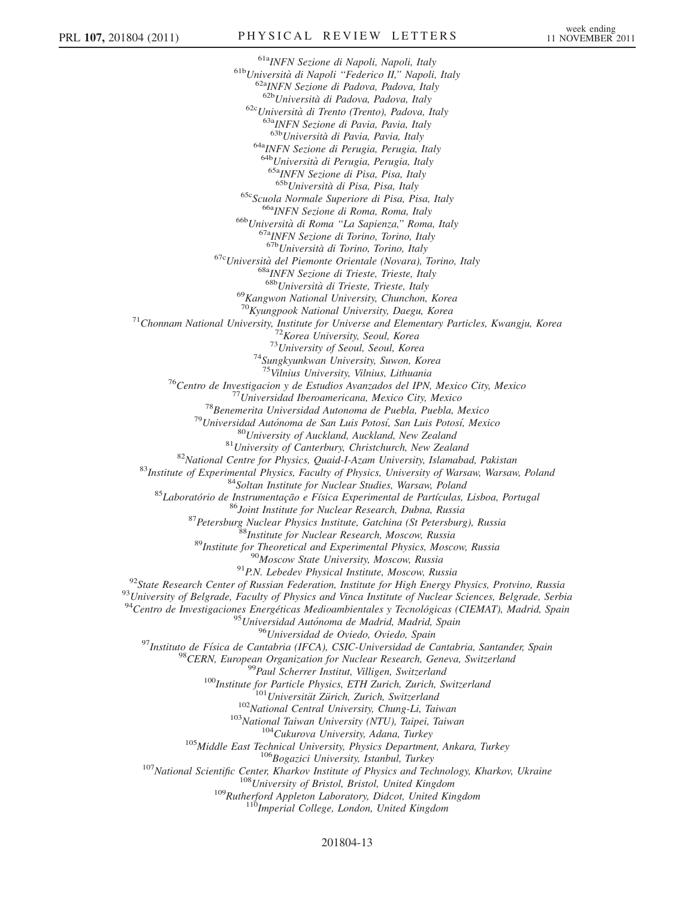[61a]*INFN Sezione di Napoli, Napoli, Italy*
[61b]*Università di Napoli "Federico II," Napoli, Italy*
[62a]*INFN Sezione di Padova, Padova, Italy*
[62b]*Università di Padova, Padova, Italy*
[62c]*Università di Trento (Trento), Padova, Italy*
[63a]*INFN Sezione di Pavia, Pavia, Italy*
[63b]*Università di Pavia, Pavia, Italy*
[64a]*INFN Sezione di Perugia, Perugia, Italy*
[64b]*Università di Perugia, Perugia, Italy*
[65a]*INFN Sezione di Pisa, Pisa, Italy*
[65b]*Università di Pisa, Pisa, Italy*
[65c]*Scuola Normale Superiore di Pisa, Pisa, Italy*
[66a]*INFN Sezione di Roma, Roma, Italy*
[66b]*Università di Roma "La Sapienza," Roma, Italy*
[67a]*INFN Sezione di Torino, Torino, Italy*
[67b]*Università di Torino, Torino, Italy*
[67c]*Università del Piemonte Orientale (Novara), Torino, Italy*
[68a]*INFN Sezione di Trieste, Trieste, Italy*
[68b]*Università di Trieste, Trieste, Italy*
[69]*Kangwon National University, Chunchon, Korea*
[70]*Kyungpook National University, Daegu, Korea*
[71]*Chonnam National University, Institute for Universe and Elementary Particles, Kwangju, Korea*
[72]*Korea University, Seoul, Korea*
[73]*University of Seoul, Seoul, Korea*
[74]*Sungkyunkwan University, Suwon, Korea*
[75]*Vilnius University, Vilnius, Lithuania*
[76]*Centro de Investigacion y de Estudios Avanzados del IPN, Mexico City, Mexico*
[77]*Universidad Iberoamericana, Mexico City, Mexico*
[78]*Benemerita Universidad Autonoma de Puebla, Puebla, Mexico*
[79]*Universidad Autónoma de San Luis Potosí, San Luis Potosí, Mexico*
[80]*University of Auckland, Auckland, New Zealand*
[81]*University of Canterbury, Christchurch, New Zealand*
[82]*National Centre for Physics, Quaid-I-Azam University, Islamabad, Pakistan*
[83]*Institute of Experimental Physics, Faculty of Physics, University of Warsaw, Warsaw, Poland*
[84]*Soltan Institute for Nuclear Studies, Warsaw, Poland*
[85]*Laboratório de Instrumentação e Física Experimental de Partículas, Lisboa, Portugal*
[86]*Joint Institute for Nuclear Research, Dubna, Russia*
[87]*Petersburg Nuclear Physics Institute, Gatchina (St Petersburg), Russia*
[88]*Institute for Nuclear Research, Moscow, Russia*
[89]*Institute for Theoretical and Experimental Physics, Moscow, Russia*
[90]*Moscow State University, Moscow, Russia*
[91]*P.N. Lebedev Physical Institute, Moscow, Russia*
[92]*State Research Center of Russian Federation, Institute for High Energy Physics, Protvino, Russia*
[93]*University of Belgrade, Faculty of Physics and Vinca Institute of Nuclear Sciences, Belgrade, Serbia*
[94]*Centro de Investigaciones Energéticas Medioambientales y Tecnológicas (CIEMAT), Madrid, Spain*
[95]*Universidad Autónoma de Madrid, Madrid, Spain*
[96]*Universidad de Oviedo, Oviedo, Spain*
[97]*Instituto de Física de Cantabria (IFCA), CSIC-Universidad de Cantabria, Santander, Spain*
[98]*CERN, European Organization for Nuclear Research, Geneva, Switzerland*
[99]*Paul Scherrer Institut, Villigen, Switzerland*
[100]*Institute for Particle Physics, ETH Zurich, Zurich, Switzerland*
[101]*Universität Zürich, Zurich, Switzerland*
[102]*National Central University, Chung-Li, Taiwan*
[103]*National Taiwan University (NTU), Taipei, Taiwan*
[104]*Cukurova University, Adana, Turkey*
[105]*Middle East Technical University, Physics Department, Ankara, Turkey*
[106]*Bogazici University, Istanbul, Turkey*
[107]*National Scientific Center, Kharkov Institute of Physics and Technology, Kharkov, Ukraine*
[108]*University of Bristol, Bristol, United Kingdom*
[109]*Rutherford Appleton Laboratory, Didcot, United Kingdom*
[110]*Imperial College, London, United Kingdom*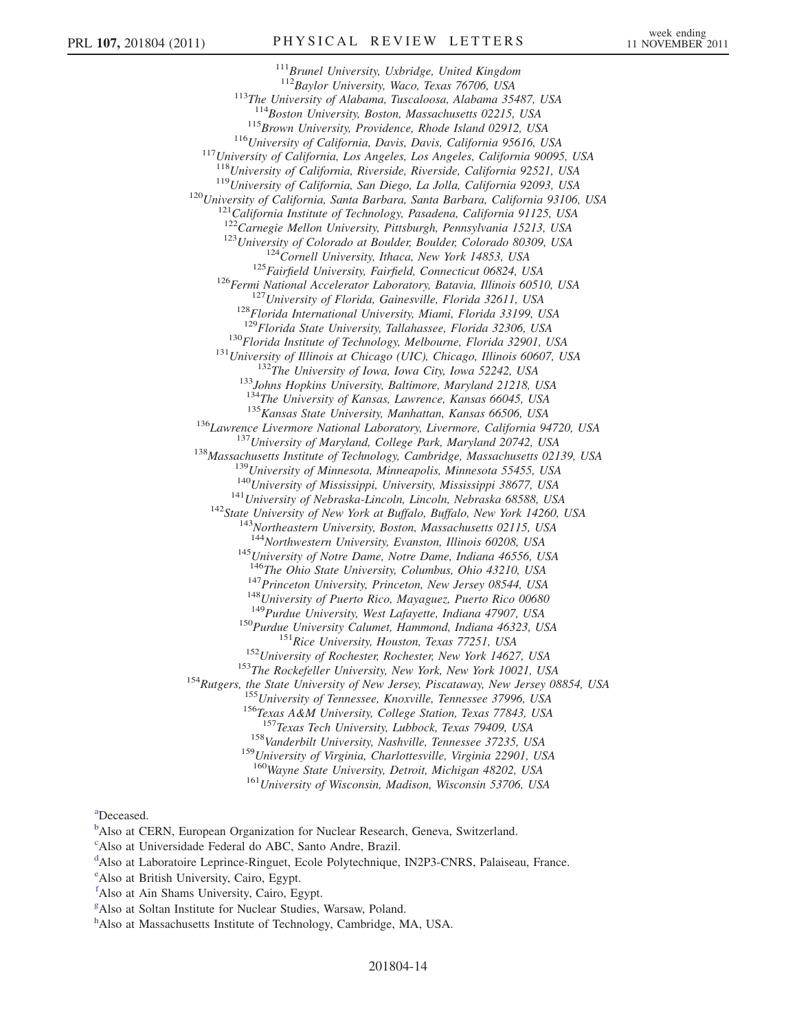[111]Brunel University, Uxbridge, United Kingdom
[112]Baylor University, Waco, Texas 76706, USA
[113]The University of Alabama, Tuscaloosa, Alabama 35487, USA
[114]Boston University, Boston, Massachusetts 02215, USA
[115]Brown University, Providence, Rhode Island 02912, USA
[116]University of California, Davis, Davis, California 95616, USA
[117]University of California, Los Angeles, Los Angeles, California 90095, USA
[118]University of California, Riverside, Riverside, California 92521, USA
[119]University of California, San Diego, La Jolla, California 92093, USA
[120]University of California, Santa Barbara, Santa Barbara, California 93106, USA
[121]California Institute of Technology, Pasadena, California 91125, USA
[122]Carnegie Mellon University, Pittsburgh, Pennsylvania 15213, USA
[123]University of Colorado at Boulder, Boulder, Colorado 80309, USA
[124]Cornell University, Ithaca, New York 14853, USA
[125]Fairfield University, Fairfield, Connecticut 06824, USA
[126]Fermi National Accelerator Laboratory, Batavia, Illinois 60510, USA
[127]University of Florida, Gainesville, Florida 32611, USA
[128]Florida International University, Miami, Florida 33199, USA
[129]Florida State University, Tallahassee, Florida 32306, USA
[130]Florida Institute of Technology, Melbourne, Florida 32901, USA
[131]University of Illinois at Chicago (UIC), Chicago, Illinois 60607, USA
[132]The University of Iowa, Iowa City, Iowa 52242, USA
[133]Johns Hopkins University, Baltimore, Maryland 21218, USA
[134]The University of Kansas, Lawrence, Kansas 66045, USA
[135]Kansas State University, Manhattan, Kansas 66506, USA
[136]Lawrence Livermore National Laboratory, Livermore, California 94720, USA
[137]University of Maryland, College Park, Maryland 20742, USA
[138]Massachusetts Institute of Technology, Cambridge, Massachusetts 02139, USA
[139]University of Minnesota, Minneapolis, Minnesota 55455, USA
[140]University of Mississippi, University, Mississippi 38677, USA
[141]University of Nebraska-Lincoln, Lincoln, Nebraska 68588, USA
[142]State University of New York at Buffalo, Buffalo, New York 14260, USA
[143]Northeastern University, Boston, Massachusetts 02115, USA
[144]Northwestern University, Evanston, Illinois 60208, USA
[145]University of Notre Dame, Notre Dame, Indiana 46556, USA
[146]The Ohio State University, Columbus, Ohio 43210, USA
[147]Princeton University, Princeton, New Jersey 08544, USA
[148]University of Puerto Rico, Mayaguez, Puerto Rico 00680
[149]Purdue University, West Lafayette, Indiana 47907, USA
[150]Purdue University Calumet, Hammond, Indiana 46323, USA
[151]Rice University, Houston, Texas 77251, USA
[152]University of Rochester, Rochester, New York 14627, USA
[153]The Rockefeller University, New York, New York 10021, USA
[154]Rutgers, the State University of New Jersey, Piscataway, New Jersey 08854, USA
[155]University of Tennessee, Knoxville, Tennessee 37996, USA
[156]Texas A&M University, College Station, Texas 77843, USA
[157]Texas Tech University, Lubbock, Texas 79409, USA
[158]Vanderbilt University, Nashville, Tennessee 37235, USA
[159]University of Virginia, Charlottesville, Virginia 22901, USA
[160]Wayne State University, Detroit, Michigan 48202, USA
[161]University of Wisconsin, Madison, Wisconsin 53706, USA

[a]Deceased.
[b]Also at CERN, European Organization for Nuclear Research, Geneva, Switzerland.
[c]Also at Universidade Federal do ABC, Santo Andre, Brazil.
[d]Also at Laboratoire Leprince-Ringuet, Ecole Polytechnique, IN2P3-CNRS, Palaiseau, France.
[e]Also at British University, Cairo, Egypt.
[f]Also at Ain Shams University, Cairo, Egypt.
[g]Also at Soltan Institute for Nuclear Studies, Warsaw, Poland.
[h]Also at Massachusetts Institute of Technology, Cambridge, MA, USA.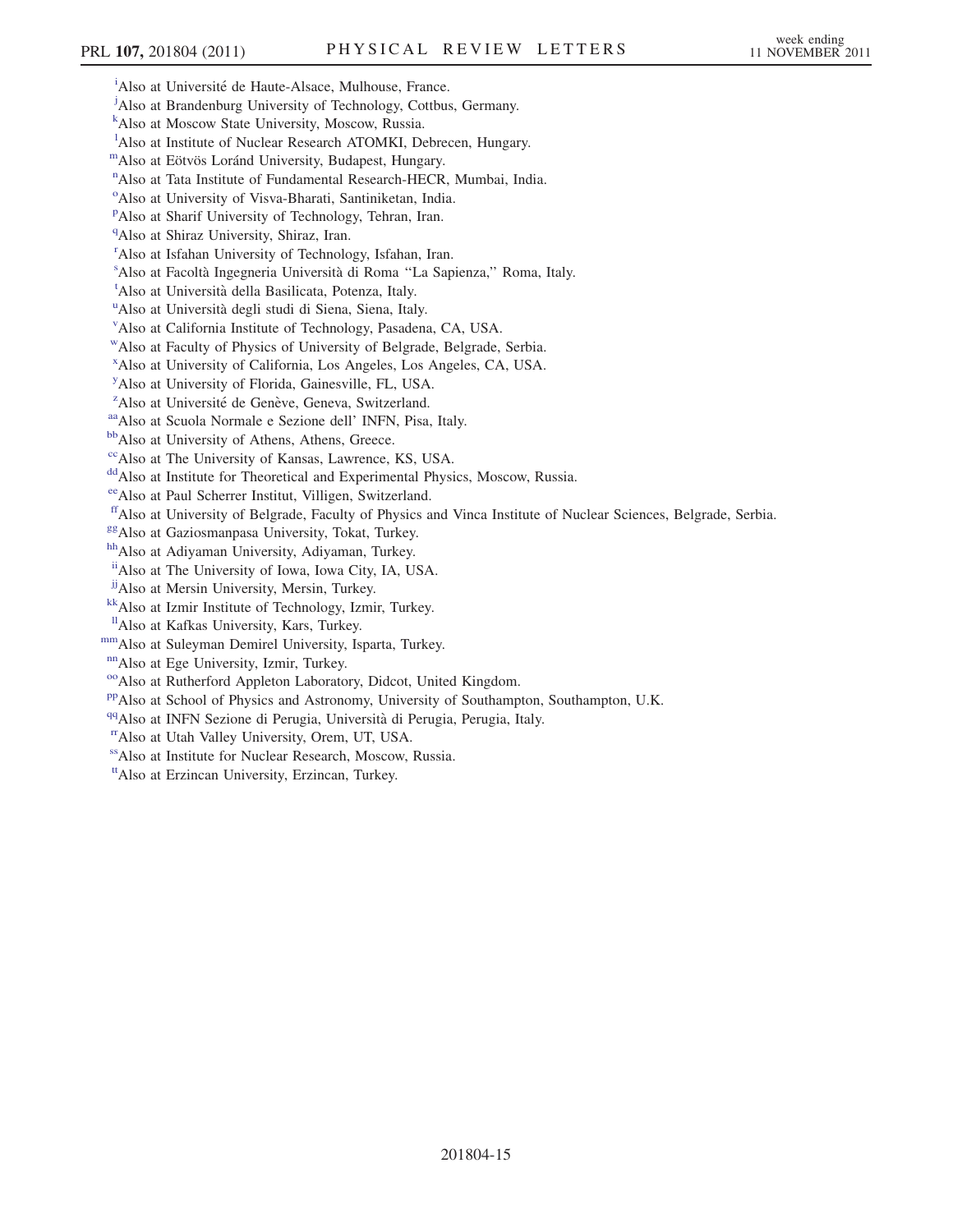[i]Also at Université de Haute-Alsace, Mulhouse, France.

[j]Also at Brandenburg University of Technology, Cottbus, Germany.

[k]Also at Moscow State University, Moscow, Russia.

[l]Also at Institute of Nuclear Research ATOMKI, Debrecen, Hungary.

[m]Also at Eötvös Loránd University, Budapest, Hungary.

[n]Also at Tata Institute of Fundamental Research-HECR, Mumbai, India.

[o]Also at University of Visva-Bharati, Santiniketan, India.

[p]Also at Sharif University of Technology, Tehran, Iran.

[q]Also at Shiraz University, Shiraz, Iran.

[r]Also at Isfahan University of Technology, Isfahan, Iran.

[s]Also at Facoltà Ingegneria Università di Roma "La Sapienza," Roma, Italy.

[t]Also at Università della Basilicata, Potenza, Italy.

[u]Also at Università degli studi di Siena, Siena, Italy.

[v]Also at California Institute of Technology, Pasadena, CA, USA.

[w]Also at Faculty of Physics of University of Belgrade, Belgrade, Serbia.

[x]Also at University of California, Los Angeles, Los Angeles, CA, USA.

[y]Also at University of Florida, Gainesville, FL, USA.

[z]Also at Université de Genève, Geneva, Switzerland.

[aa]Also at Scuola Normale e Sezione dell' INFN, Pisa, Italy.

[bb]Also at University of Athens, Athens, Greece.

[cc]Also at The University of Kansas, Lawrence, KS, USA.

[dd]Also at Institute for Theoretical and Experimental Physics, Moscow, Russia.

[ee]Also at Paul Scherrer Institut, Villigen, Switzerland.

[ff]Also at University of Belgrade, Faculty of Physics and Vinca Institute of Nuclear Sciences, Belgrade, Serbia.

[gg]Also at Gaziosmanpasa University, Tokat, Turkey.

[hh]Also at Adiyaman University, Adiyaman, Turkey.

[ii]Also at The University of Iowa, Iowa City, IA, USA.

[jj]Also at Mersin University, Mersin, Turkey.

[kk]Also at Izmir Institute of Technology, Izmir, Turkey.

[ll]Also at Kafkas University, Kars, Turkey.

[mm]Also at Suleyman Demirel University, Isparta, Turkey.

[nn]Also at Ege University, Izmir, Turkey.

[oo]Also at Rutherford Appleton Laboratory, Didcot, United Kingdom.

[pp]Also at School of Physics and Astronomy, University of Southampton, Southampton, U.K.

[qq]Also at INFN Sezione di Perugia, Università di Perugia, Perugia, Italy.

[rr]Also at Utah Valley University, Orem, UT, USA.

[ss]Also at Institute for Nuclear Research, Moscow, Russia.

[tt]Also at Erzincan University, Erzincan, Turkey.